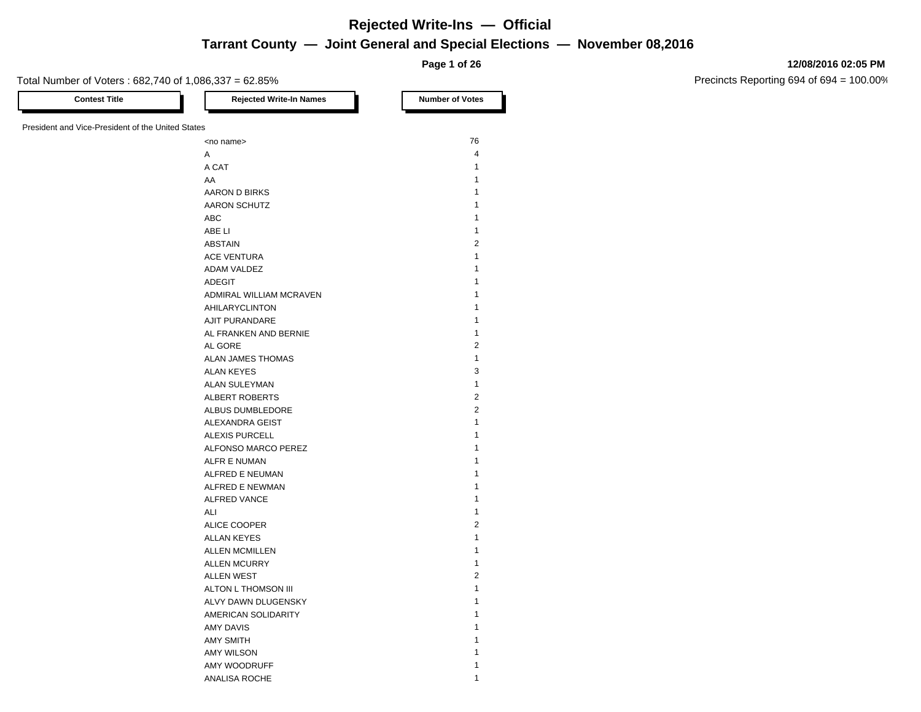# Rejected Write-Ins — Official

## Tarrant County — Joint General and Special Elections — November 08,2016

12/08/2016 02:05 PM

Total Number of Voters : 682,740 of 1,086,337 = 62.85%

Precincts Reporting 694 of 694 = 100.00%

| Contest Title | Rejected Write-In Names | Number of Votes |
|---|---|---|
| President and Vice-President of the United States | | |
| | <no name> | 76 |
| | A | 4 |
| | A CAT | 1 |
| | AA | 1 |
| | AARON D BIRKS | 1 |
| | AARON SCHUTZ | 1 |
| | ABC | 1 |
| | ABE LI | 1 |
| | ABSTAIN | 2 |
| | ACE VENTURA | 1 |
| | ADAM VALDEZ | 1 |
| | ADEGIT | 1 |
| | ADMIRAL WILLIAM MCRAVEN | 1 |
| | AHILARYCLINTON | 1 |
| | AJIT PURANDARE | 1 |
| | AL FRANKEN AND BERNIE | 1 |
| | AL GORE | 2 |
| | ALAN JAMES THOMAS | 1 |
| | ALAN KEYES | 3 |
| | ALAN SULEYMAN | 1 |
| | ALBERT ROBERTS | 2 |
| | ALBUS DUMBLEDORE | 2 |
| | ALEXANDRA GEIST | 1 |
| | ALEXIS PURCELL | 1 |
| | ALFONSO MARCO PEREZ | 1 |
| | ALFR E NUMAN | 1 |
| | ALFRED E NEUMAN | 1 |
| | ALFRED E NEWMAN | 1 |
| | ALFRED VANCE | 1 |
| | ALI | 1 |
| | ALICE COOPER | 2 |
| | ALLAN KEYES | 1 |
| | ALLEN MCMILLEN | 1 |
| | ALLEN MCURRY | 1 |
| | ALLEN WEST | 2 |
| | ALTON L THOMSON III | 1 |
| | ALVY DAWN DLUGENSKY | 1 |
| | AMERICAN SOLIDARITY | 1 |
| | AMY DAVIS | 1 |
| | AMY SMITH | 1 |
| | AMY WILSON | 1 |
| | AMY WOODRUFF | 1 |
| | ANALISA ROCHE | 1 |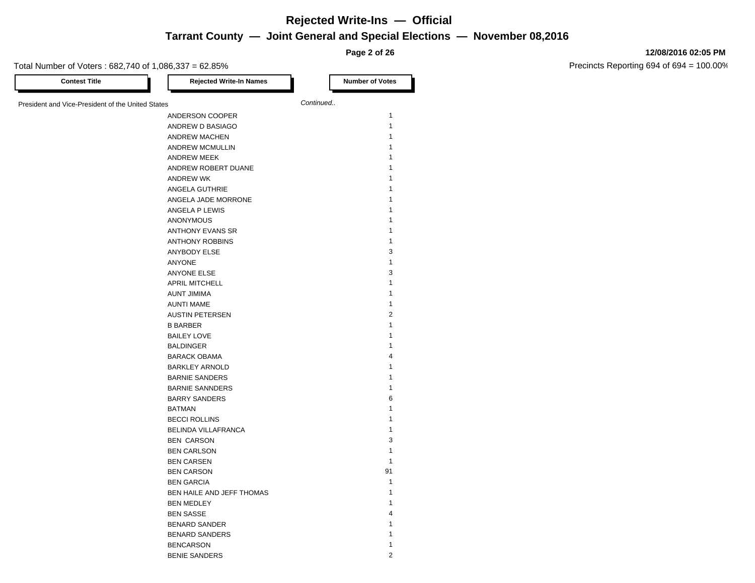# Rejected Write-Ins — Official

## Tarrant County — Joint General and Special Elections — November 08,2016

Total Number of Voters : 682,740 of 1,086,337 = 62.85%

Precincts Reporting 694 of 694 = 100.00%

| Contest Title | Rejected Write-In Names | Number of Votes |
|---|---|---|
| President and Vice-President of the United States | *Continued..* | |
| | ANDERSON COOPER | 1 |
| | ANDREW D BASIAGO | 1 |
| | ANDREW MACHEN | 1 |
| | ANDREW MCMULLIN | 1 |
| | ANDREW MEEK | 1 |
| | ANDREW ROBERT DUANE | 1 |
| | ANDREW WK | 1 |
| | ANGELA GUTHRIE | 1 |
| | ANGELA JADE MORRONE | 1 |
| | ANGELA P LEWIS | 1 |
| | ANONYMOUS | 1 |
| | ANTHONY EVANS SR | 1 |
| | ANTHONY ROBBINS | 1 |
| | ANYBODY ELSE | 3 |
| | ANYONE | 1 |
| | ANYONE ELSE | 3 |
| | APRIL MITCHELL | 1 |
| | AUNT JIMIMA | 1 |
| | AUNTI MAME | 1 |
| | AUSTIN PETERSEN | 2 |
| | B BARBER | 1 |
| | BAILEY LOVE | 1 |
| | BALDINGER | 1 |
| | BARACK OBAMA | 4 |
| | BARKLEY ARNOLD | 1 |
| | BARNIE SANDERS | 1 |
| | BARNIE SANNDERS | 1 |
| | BARRY SANDERS | 6 |
| | BATMAN | 1 |
| | BECCI ROLLINS | 1 |
| | BELINDA VILLAFRANCA | 1 |
| | BEN CARSON | 3 |
| | BEN CARLSON | 1 |
| | BEN CARSEN | 1 |
| | BEN CARSON | 91 |
| | BEN GARCIA | 1 |
| | BEN HAILE AND JEFF THOMAS | 1 |
| | BEN MEDLEY | 1 |
| | BEN SASSE | 4 |
| | BENARD SANDER | 1 |
| | BENARD SANDERS | 1 |
| | BENCARSON | 1 |
| | BENIE SANDERS | 2 |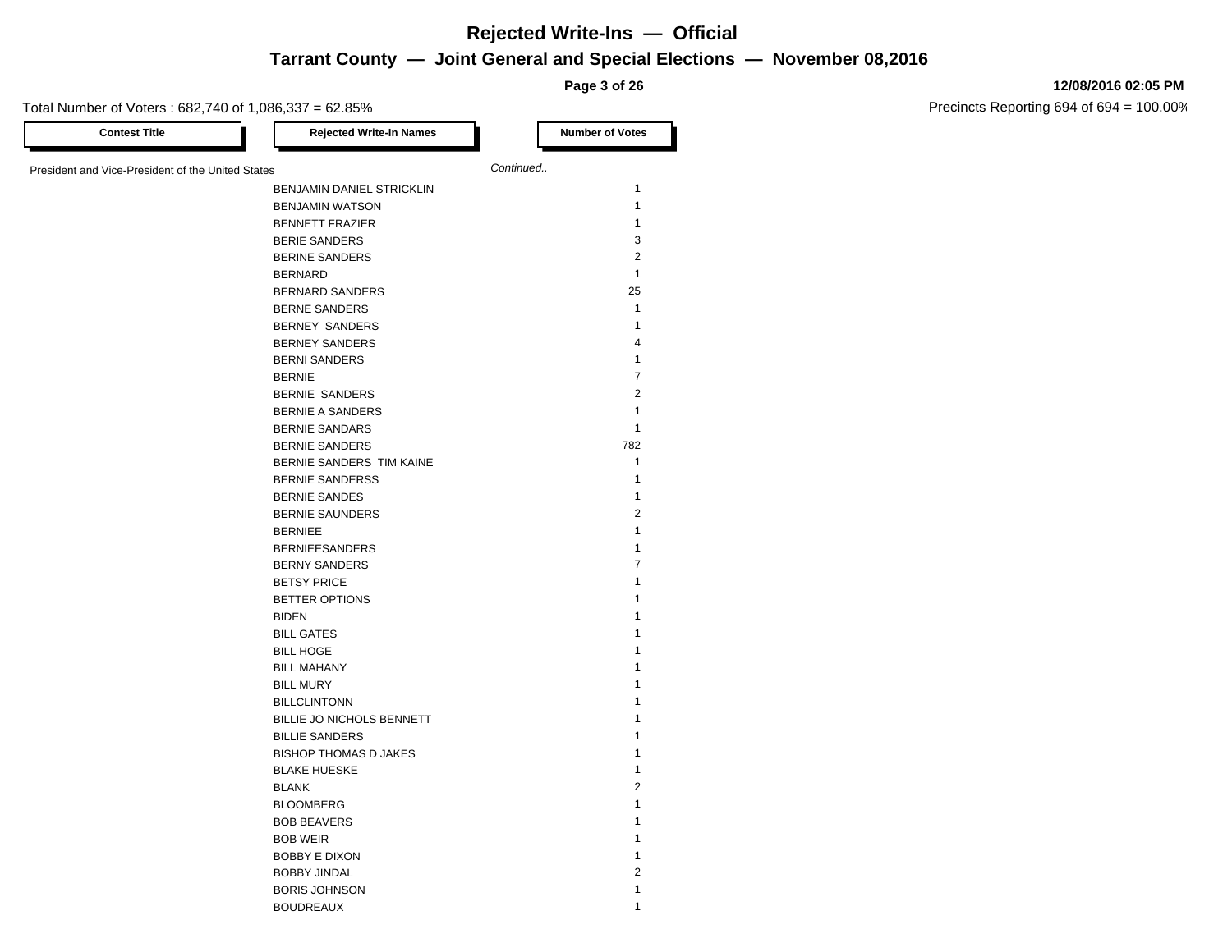# Rejected Write-Ins — Official

## Tarrant County — Joint General and Special Elections — November 08,2016

**12/08/2016 02:05 PM**

Total Number of Voters : 682,740 of 1,086,337 = 62.85%

Precincts Reporting 694 of 694 = 100.00%

| Contest Title | Rejected Write-In Names | Number of Votes |
|---|---|---|
| President and Vice-President of the United States | *Continued..* | |
| | BENJAMIN DANIEL STRICKLIN | 1 |
| | BENJAMIN WATSON | 1 |
| | BENNETT FRAZIER | 1 |
| | BERIE SANDERS | 3 |
| | BERINE SANDERS | 2 |
| | BERNARD | 1 |
| | BERNARD SANDERS | 25 |
| | BERNE SANDERS | 1 |
| | BERNEY  SANDERS | 1 |
| | BERNEY SANDERS | 4 |
| | BERNI SANDERS | 1 |
| | BERNIE | 7 |
| | BERNIE  SANDERS | 2 |
| | BERNIE A SANDERS | 1 |
| | BERNIE SANDARS | 1 |
| | BERNIE SANDERS | 782 |
| | BERNIE SANDERS  TIM KAINE | 1 |
| | BERNIE SANDERSS | 1 |
| | BERNIE SANDES | 1 |
| | BERNIE SAUNDERS | 2 |
| | BERNIEE | 1 |
| | BERNIEESANDERS | 1 |
| | BERNY SANDERS | 7 |
| | BETSY PRICE | 1 |
| | BETTER OPTIONS | 1 |
| | BIDEN | 1 |
| | BILL GATES | 1 |
| | BILL HOGE | 1 |
| | BILL MAHANY | 1 |
| | BILL MURY | 1 |
| | BILLCLINTONN | 1 |
| | BILLIE JO NICHOLS BENNETT | 1 |
| | BILLIE SANDERS | 1 |
| | BISHOP THOMAS D JAKES | 1 |
| | BLAKE HUESKE | 1 |
| | BLANK | 2 |
| | BLOOMBERG | 1 |
| | BOB BEAVERS | 1 |
| | BOB WEIR | 1 |
| | BOBBY E DIXON | 1 |
| | BOBBY JINDAL | 2 |
| | BORIS JOHNSON | 1 |
| | BOUDREAUX | 1 |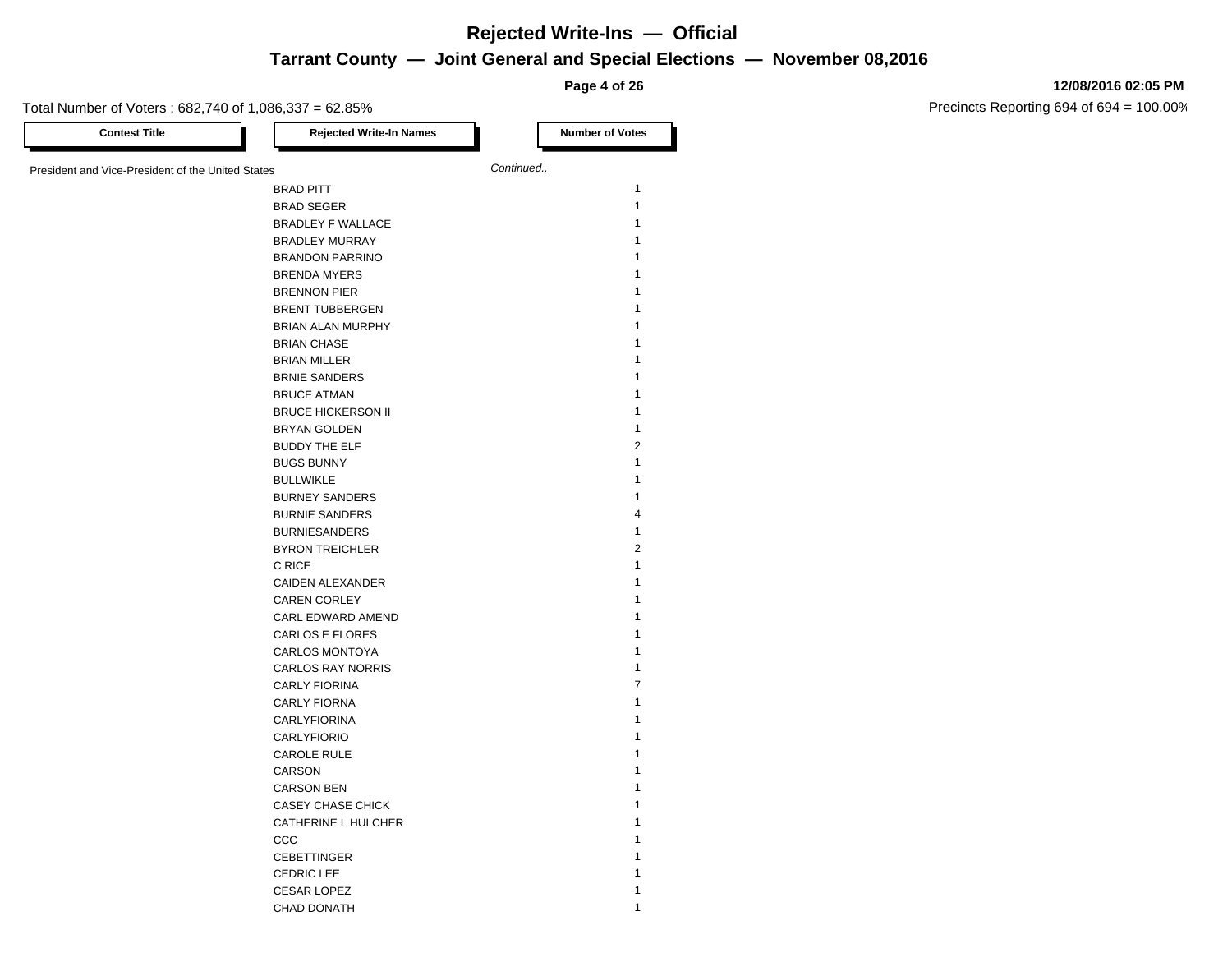# Rejected Write-Ins — Official

## Tarrant County — Joint General and Special Elections — November 08,2016

**12/08/2016 02:05 PM**

Total Number of Voters : 682,740 of 1,086,337 = 62.85%

Precincts Reporting 694 of 694 = 100.00%

| Contest Title | Rejected Write-In Names | Number of Votes |
|---|---|---|
| President and Vice-President of the United States | *Continued..* | |
| | BRAD PITT | 1 |
| | BRAD SEGER | 1 |
| | BRADLEY F WALLACE | 1 |
| | BRADLEY MURRAY | 1 |
| | BRANDON PARRINO | 1 |
| | BRENDA MYERS | 1 |
| | BRENNON PIER | 1 |
| | BRENT TUBBERGEN | 1 |
| | BRIAN ALAN MURPHY | 1 |
| | BRIAN CHASE | 1 |
| | BRIAN MILLER | 1 |
| | BRNIE SANDERS | 1 |
| | BRUCE ATMAN | 1 |
| | BRUCE HICKERSON II | 1 |
| | BRYAN GOLDEN | 1 |
| | BUDDY THE ELF | 2 |
| | BUGS BUNNY | 1 |
| | BULLWIKLE | 1 |
| | BURNEY SANDERS | 1 |
| | BURNIE SANDERS | 4 |
| | BURNIESANDERS | 1 |
| | BYRON TREICHLER | 2 |
| | C RICE | 1 |
| | CAIDEN ALEXANDER | 1 |
| | CAREN CORLEY | 1 |
| | CARL EDWARD AMEND | 1 |
| | CARLOS E FLORES | 1 |
| | CARLOS MONTOYA | 1 |
| | CARLOS RAY NORRIS | 1 |
| | CARLY FIORINA | 7 |
| | CARLY FIORNA | 1 |
| | CARLYFIORINA | 1 |
| | CARLYFIORIO | 1 |
| | CAROLE RULE | 1 |
| | CARSON | 1 |
| | CARSON BEN | 1 |
| | CASEY CHASE CHICK | 1 |
| | CATHERINE L HULCHER | 1 |
| | CCC | 1 |
| | CEBETTINGER | 1 |
| | CEDRIC LEE | 1 |
| | CESAR LOPEZ | 1 |
| | CHAD DONATH | 1 |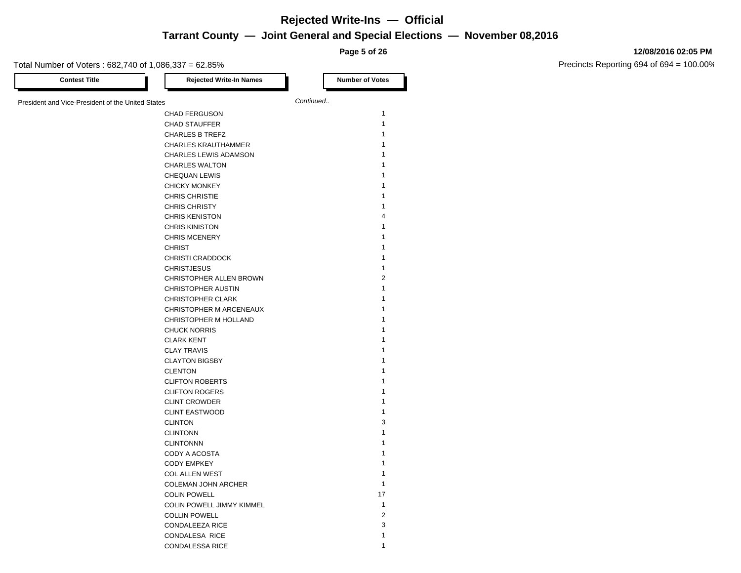# Rejected Write-Ins — Official

## Tarrant County — Joint General and Special Elections — November 08,2016

**12/08/2016 02:05 PM**

Total Number of Voters : 682,740 of 1,086,337 = 62.85%

Precincts Reporting 694 of 694 = 100.00%

| Contest Title | Rejected Write-In Names | Number of Votes |
|---|---|---|
| President and Vice-President of the United States | *Continued..* | |
| | CHAD FERGUSON | 1 |
| | CHAD STAUFFER | 1 |
| | CHARLES B TREFZ | 1 |
| | CHARLES KRAUTHAMMER | 1 |
| | CHARLES LEWIS ADAMSON | 1 |
| | CHARLES WALTON | 1 |
| | CHEQUAN LEWIS | 1 |
| | CHICKY MONKEY | 1 |
| | CHRIS CHRISTIE | 1 |
| | CHRIS CHRISTY | 1 |
| | CHRIS KENISTON | 4 |
| | CHRIS KINISTON | 1 |
| | CHRIS MCENERY | 1 |
| | CHRIST | 1 |
| | CHRISTI CRADDOCK | 1 |
| | CHRISTJESUS | 1 |
| | CHRISTOPHER ALLEN BROWN | 2 |
| | CHRISTOPHER AUSTIN | 1 |
| | CHRISTOPHER CLARK | 1 |
| | CHRISTOPHER M ARCENEAUX | 1 |
| | CHRISTOPHER M HOLLAND | 1 |
| | CHUCK NORRIS | 1 |
| | CLARK KENT | 1 |
| | CLAY TRAVIS | 1 |
| | CLAYTON BIGSBY | 1 |
| | CLENTON | 1 |
| | CLIFTON ROBERTS | 1 |
| | CLIFTON ROGERS | 1 |
| | CLINT CROWDER | 1 |
| | CLINT EASTWOOD | 1 |
| | CLINTON | 3 |
| | CLINTONN | 1 |
| | CLINTONNN | 1 |
| | CODY A ACOSTA | 1 |
| | CODY EMPKEY | 1 |
| | COL ALLEN WEST | 1 |
| | COLEMAN JOHN ARCHER | 1 |
| | COLIN POWELL | 17 |
| | COLIN POWELL JIMMY KIMMEL | 1 |
| | COLLIN POWELL | 2 |
| | CONDALEEZA RICE | 3 |
| | CONDALESA RICE | 1 |
| | CONDALESSA RICE | 1 |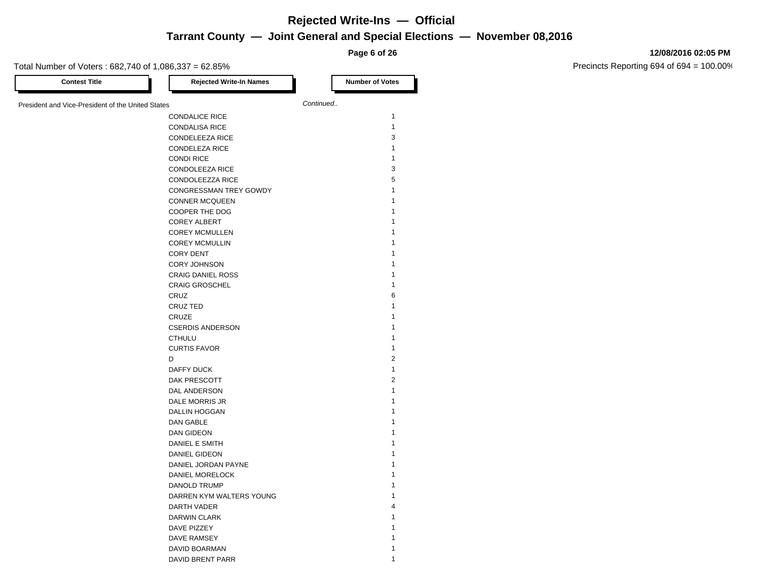# Rejected Write-Ins — Official

## Tarrant County — Joint General and Special Elections — November 08,2016

**12/08/2016 02:05 PM**

Total Number of Voters : 682,740 of 1,086,337 = 62.85%

Precincts Reporting 694 of 694 = 100.00%

| Contest Title | Rejected Write-In Names | Number of Votes |
|---|---|---|
| President and Vice-President of the United States | *Continued..* | |
| | CONDALICE RICE | 1 |
| | CONDALISA RICE | 1 |
| | CONDELEEZA RICE | 3 |
| | CONDELEZA RICE | 1 |
| | CONDI RICE | 1 |
| | CONDOLEEZA RICE | 3 |
| | CONDOLEEZZA RICE | 5 |
| | CONGRESSMAN TREY GOWDY | 1 |
| | CONNER MCQUEEN | 1 |
| | COOPER THE DOG | 1 |
| | COREY ALBERT | 1 |
| | COREY MCMULLEN | 1 |
| | COREY MCMULLIN | 1 |
| | CORY DENT | 1 |
| | CORY JOHNSON | 1 |
| | CRAIG DANIEL ROSS | 1 |
| | CRAIG GROSCHEL | 1 |
| | CRUZ | 6 |
| | CRUZ TED | 1 |
| | CRUZE | 1 |
| | CSERDIS ANDERSON | 1 |
| | CTHULU | 1 |
| | CURTIS FAVOR | 1 |
| | D | 2 |
| | DAFFY DUCK | 1 |
| | DAK PRESCOTT | 2 |
| | DAL ANDERSON | 1 |
| | DALE MORRIS JR | 1 |
| | DALLIN HOGGAN | 1 |
| | DAN GABLE | 1 |
| | DAN GIDEON | 1 |
| | DANIEL E SMITH | 1 |
| | DANIEL GIDEON | 1 |
| | DANIEL JORDAN PAYNE | 1 |
| | DANIEL MORELOCK | 1 |
| | DANOLD TRUMP | 1 |
| | DARREN KYM WALTERS YOUNG | 1 |
| | DARTH VADER | 4 |
| | DARWIN CLARK | 1 |
| | DAVE PIZZEY | 1 |
| | DAVE RAMSEY | 1 |
| | DAVID BOARMAN | 1 |
| | DAVID BRENT PARR | 1 |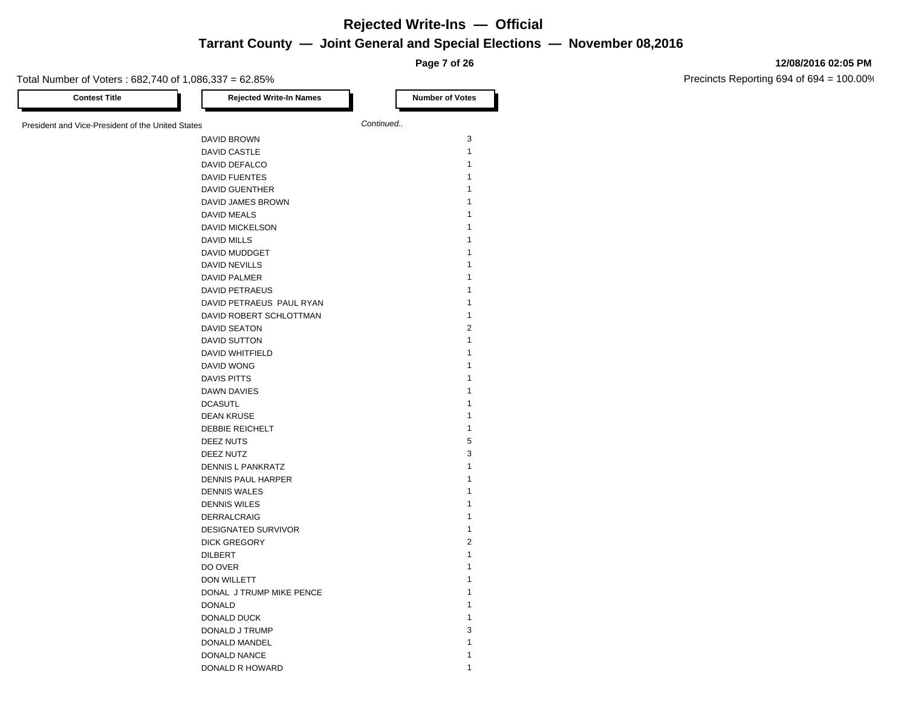# Rejected Write-Ins — Official

## Tarrant County — Joint General and Special Elections — November 08,2016

12/08/2016 02:05 PM

Total Number of Voters : 682,740 of 1,086,337 = 62.85%

Precincts Reporting 694 of 694 = 100.00%

| Contest Title | Rejected Write-In Names | Number of Votes |
|---|---|---|
| President and Vice-President of the United States | *Continued..* | |
| | DAVID BROWN | 3 |
| | DAVID CASTLE | 1 |
| | DAVID DEFALCO | 1 |
| | DAVID FUENTES | 1 |
| | DAVID GUENTHER | 1 |
| | DAVID JAMES BROWN | 1 |
| | DAVID MEALS | 1 |
| | DAVID MICKELSON | 1 |
| | DAVID MILLS | 1 |
| | DAVID MUDDGET | 1 |
| | DAVID NEVILLS | 1 |
| | DAVID PALMER | 1 |
| | DAVID PETRAEUS | 1 |
| | DAVID PETRAEUS PAUL RYAN | 1 |
| | DAVID ROBERT SCHLOTTMAN | 1 |
| | DAVID SEATON | 2 |
| | DAVID SUTTON | 1 |
| | DAVID WHITFIELD | 1 |
| | DAVID WONG | 1 |
| | DAVIS PITTS | 1 |
| | DAWN DAVIES | 1 |
| | DCASUTL | 1 |
| | DEAN KRUSE | 1 |
| | DEBBIE REICHELT | 1 |
| | DEEZ NUTS | 5 |
| | DEEZ NUTZ | 3 |
| | DENNIS L PANKRATZ | 1 |
| | DENNIS PAUL HARPER | 1 |
| | DENNIS WALES | 1 |
| | DENNIS WILES | 1 |
| | DERRALCRAIG | 1 |
| | DESIGNATED SURVIVOR | 1 |
| | DICK GREGORY | 2 |
| | DILBERT | 1 |
| | DO OVER | 1 |
| | DON WILLETT | 1 |
| | DONAL J TRUMP MIKE PENCE | 1 |
| | DONALD | 1 |
| | DONALD DUCK | 1 |
| | DONALD J TRUMP | 3 |
| | DONALD MANDEL | 1 |
| | DONALD NANCE | 1 |
| | DONALD R HOWARD | 1 |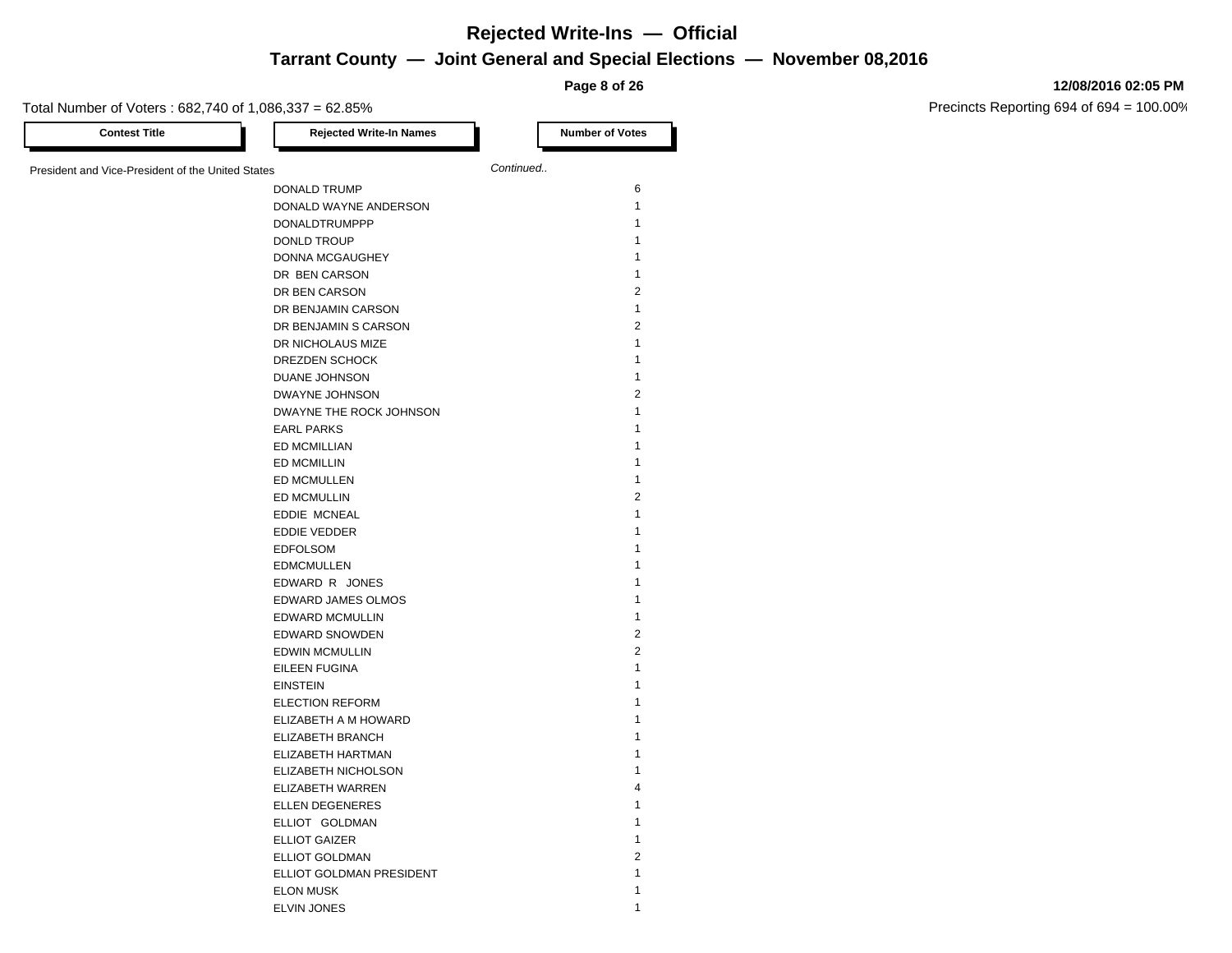# Rejected Write-Ins — Official

## Tarrant County — Joint General and Special Elections — November 08,2016

12/08/2016 02:05 PM

Total Number of Voters : 682,740 of 1,086,337 = 62.85%

Precincts Reporting 694 of 694 = 100.00%

| Contest Title | Rejected Write-In Names | Number of Votes |
|---|---|---|
| President and Vice-President of the United States | *Continued..* | |
| | DONALD TRUMP | 6 |
| | DONALD WAYNE ANDERSON | 1 |
| | DONALDTRUMPPP | 1 |
| | DONLD TROUP | 1 |
| | DONNA MCGAUGHEY | 1 |
| | DR BEN CARSON | 1 |
| | DR BEN CARSON | 2 |
| | DR BENJAMIN CARSON | 1 |
| | DR BENJAMIN S CARSON | 2 |
| | DR NICHOLAUS MIZE | 1 |
| | DREZDEN SCHOCK | 1 |
| | DUANE JOHNSON | 1 |
| | DWAYNE JOHNSON | 2 |
| | DWAYNE THE ROCK JOHNSON | 1 |
| | EARL PARKS | 1 |
| | ED MCMILLIAN | 1 |
| | ED MCMILLIN | 1 |
| | ED MCMULLEN | 1 |
| | ED MCMULLIN | 2 |
| | EDDIE MCNEAL | 1 |
| | EDDIE VEDDER | 1 |
| | EDFOLSOM | 1 |
| | EDMCMULLEN | 1 |
| | EDWARD R JONES | 1 |
| | EDWARD JAMES OLMOS | 1 |
| | EDWARD MCMULLIN | 1 |
| | EDWARD SNOWDEN | 2 |
| | EDWIN MCMULLIN | 2 |
| | EILEEN FUGINA | 1 |
| | EINSTEIN | 1 |
| | ELECTION REFORM | 1 |
| | ELIZABETH A M HOWARD | 1 |
| | ELIZABETH BRANCH | 1 |
| | ELIZABETH HARTMAN | 1 |
| | ELIZABETH NICHOLSON | 1 |
| | ELIZABETH WARREN | 4 |
| | ELLEN DEGENERES | 1 |
| | ELLIOT GOLDMAN | 1 |
| | ELLIOT GAIZER | 1 |
| | ELLIOT GOLDMAN | 2 |
| | ELLIOT GOLDMAN PRESIDENT | 1 |
| | ELON MUSK | 1 |
| | ELVIN JONES | 1 |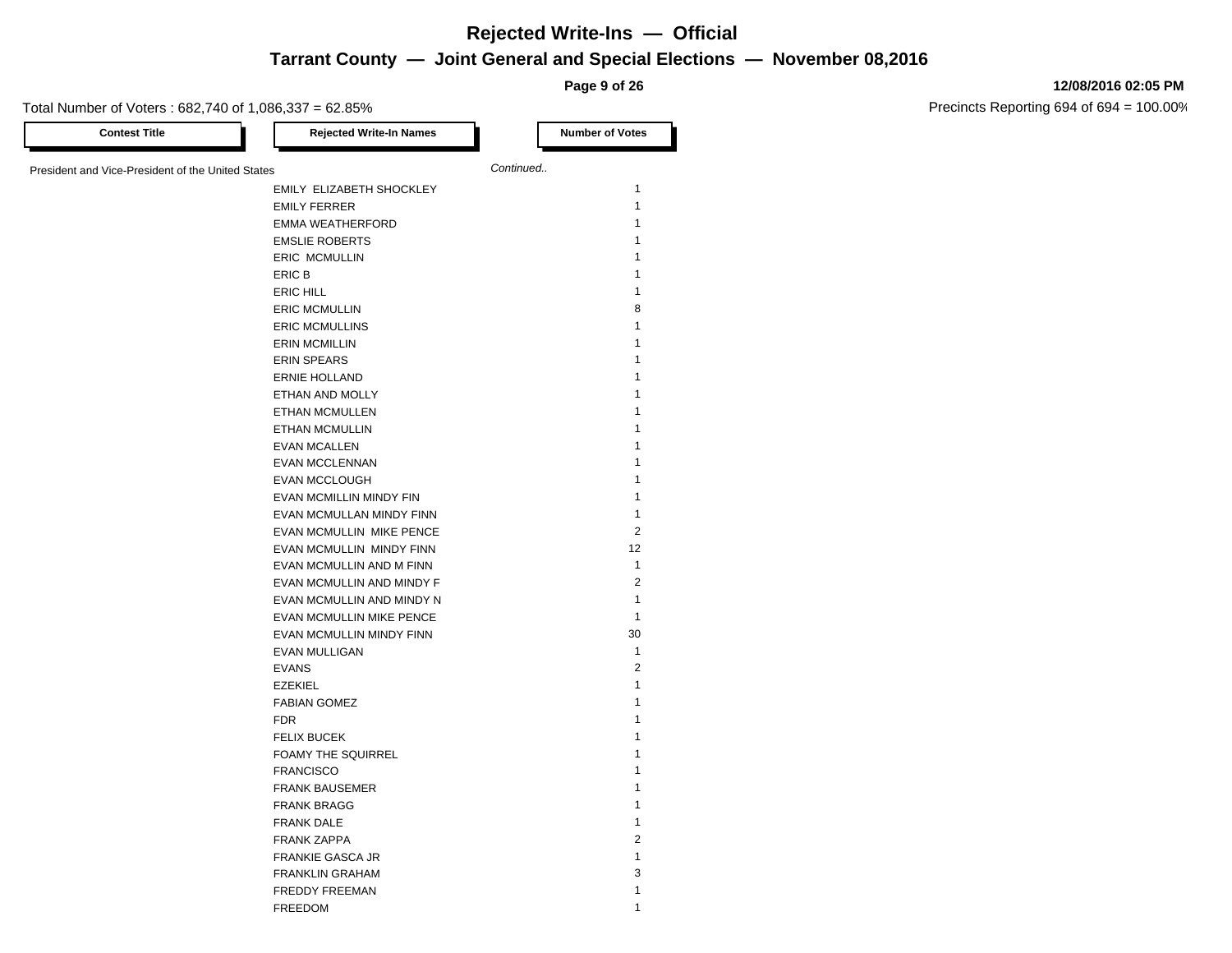# Rejected Write-Ins — Official

## Tarrant County — Joint General and Special Elections — November 08,2016

12/08/2016 02:05 PM

Total Number of Voters : 682,740 of 1,086,337 = 62.85%

Precincts Reporting 694 of 694 = 100.00%

| Contest Title | Rejected Write-In Names | Number of Votes |
|---|---|---|
| President and Vice-President of the United States | *Continued..* | |
| | EMILY ELIZABETH SHOCKLEY | 1 |
| | EMILY FERRER | 1 |
| | EMMA WEATHERFORD | 1 |
| | EMSLIE ROBERTS | 1 |
| | ERIC MCMULLIN | 1 |
| | ERIC B | 1 |
| | ERIC HILL | 1 |
| | ERIC MCMULLIN | 8 |
| | ERIC MCMULLINS | 1 |
| | ERIN MCMILLIN | 1 |
| | ERIN SPEARS | 1 |
| | ERNIE HOLLAND | 1 |
| | ETHAN AND MOLLY | 1 |
| | ETHAN MCMULLEN | 1 |
| | ETHAN MCMULLIN | 1 |
| | EVAN MCALLEN | 1 |
| | EVAN MCCLENNAN | 1 |
| | EVAN MCCLOUGH | 1 |
| | EVAN MCMILLIN MINDY FIN | 1 |
| | EVAN MCMULLAN MINDY FINN | 1 |
| | EVAN MCMULLIN MIKE PENCE | 2 |
| | EVAN MCMULLIN MINDY FINN | 12 |
| | EVAN MCMULLIN AND M FINN | 1 |
| | EVAN MCMULLIN AND MINDY F | 2 |
| | EVAN MCMULLIN AND MINDY N | 1 |
| | EVAN MCMULLIN MIKE PENCE | 1 |
| | EVAN MCMULLIN MINDY FINN | 30 |
| | EVAN MULLIGAN | 1 |
| | EVANS | 2 |
| | EZEKIEL | 1 |
| | FABIAN GOMEZ | 1 |
| | FDR | 1 |
| | FELIX BUCEK | 1 |
| | FOAMY THE SQUIRREL | 1 |
| | FRANCISCO | 1 |
| | FRANK BAUSEMER | 1 |
| | FRANK BRAGG | 1 |
| | FRANK DALE | 1 |
| | FRANK ZAPPA | 2 |
| | FRANKIE GASCA JR | 1 |
| | FRANKLIN GRAHAM | 3 |
| | FREDDY FREEMAN | 1 |
| | FREEDOM | 1 |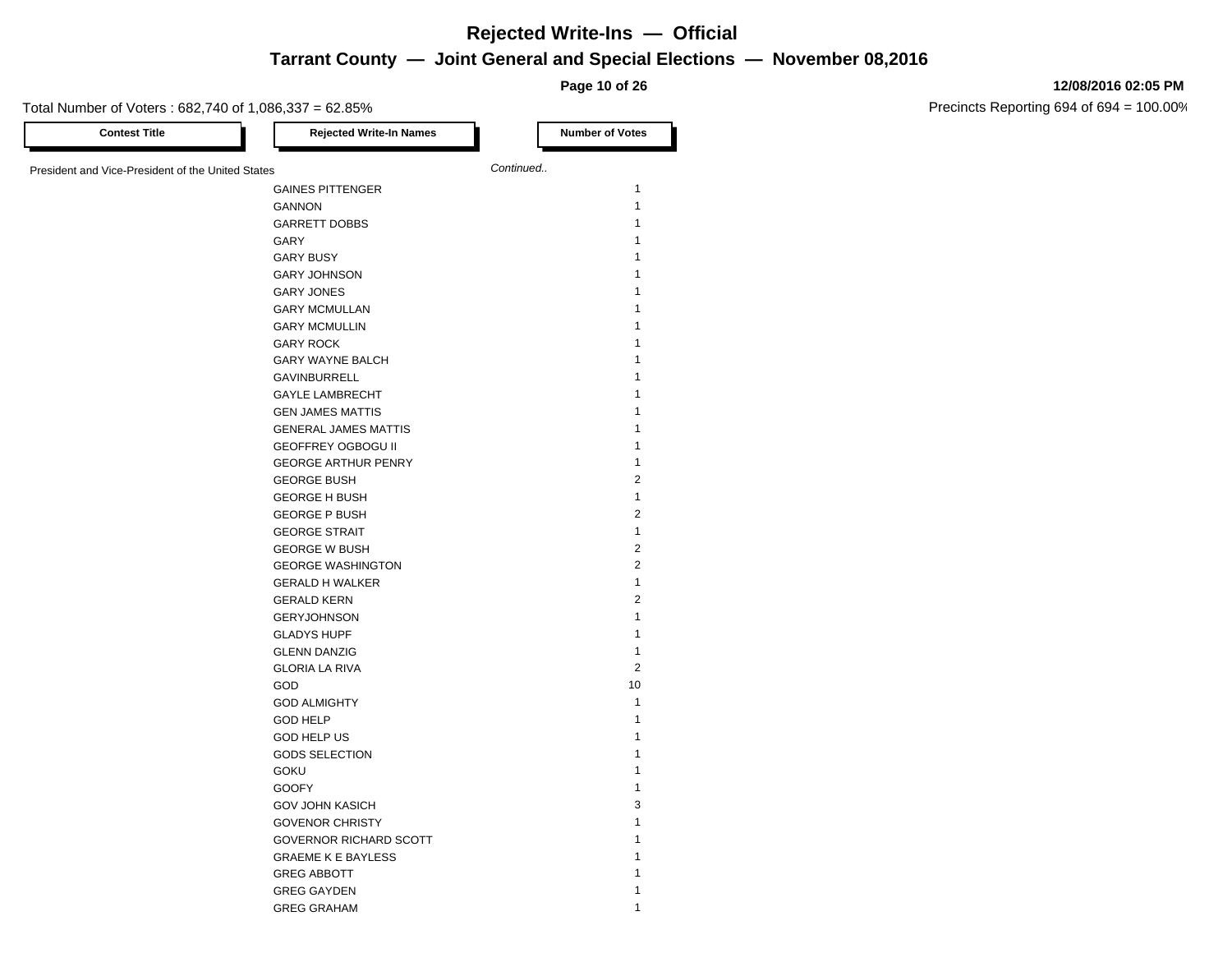# Rejected Write-Ins — Official

## Tarrant County — Joint General and Special Elections — November 08,2016

12/08/2016 02:05 PM

Total Number of Voters : 682,740 of 1,086,337 = 62.85%

Precincts Reporting 694 of 694 = 100.00%

| Contest Title | Rejected Write-In Names | Number of Votes |
|---|---|---|
| President and Vice-President of the United States | *Continued..* | |
| | GAINES PITTENGER | 1 |
| | GANNON | 1 |
| | GARRETT DOBBS | 1 |
| | GARY | 1 |
| | GARY BUSY | 1 |
| | GARY JOHNSON | 1 |
| | GARY JONES | 1 |
| | GARY MCMULLAN | 1 |
| | GARY MCMULLIN | 1 |
| | GARY ROCK | 1 |
| | GARY WAYNE BALCH | 1 |
| | GAVINBURRELL | 1 |
| | GAYLE LAMBRECHT | 1 |
| | GEN JAMES MATTIS | 1 |
| | GENERAL JAMES MATTIS | 1 |
| | GEOFFREY OGBOGU II | 1 |
| | GEORGE ARTHUR PENRY | 1 |
| | GEORGE BUSH | 2 |
| | GEORGE H BUSH | 1 |
| | GEORGE P BUSH | 2 |
| | GEORGE STRAIT | 1 |
| | GEORGE W BUSH | 2 |
| | GEORGE WASHINGTON | 2 |
| | GERALD H WALKER | 1 |
| | GERALD KERN | 2 |
| | GERYJOHNSON | 1 |
| | GLADYS HUPF | 1 |
| | GLENN DANZIG | 1 |
| | GLORIA LA RIVA | 2 |
| | GOD | 10 |
| | GOD ALMIGHTY | 1 |
| | GOD HELP | 1 |
| | GOD HELP US | 1 |
| | GODS SELECTION | 1 |
| | GOKU | 1 |
| | GOOFY | 1 |
| | GOV JOHN KASICH | 3 |
| | GOVENOR CHRISTY | 1 |
| | GOVERNOR RICHARD SCOTT | 1 |
| | GRAEME K E BAYLESS | 1 |
| | GREG ABBOTT | 1 |
| | GREG GAYDEN | 1 |
| | GREG GRAHAM | 1 |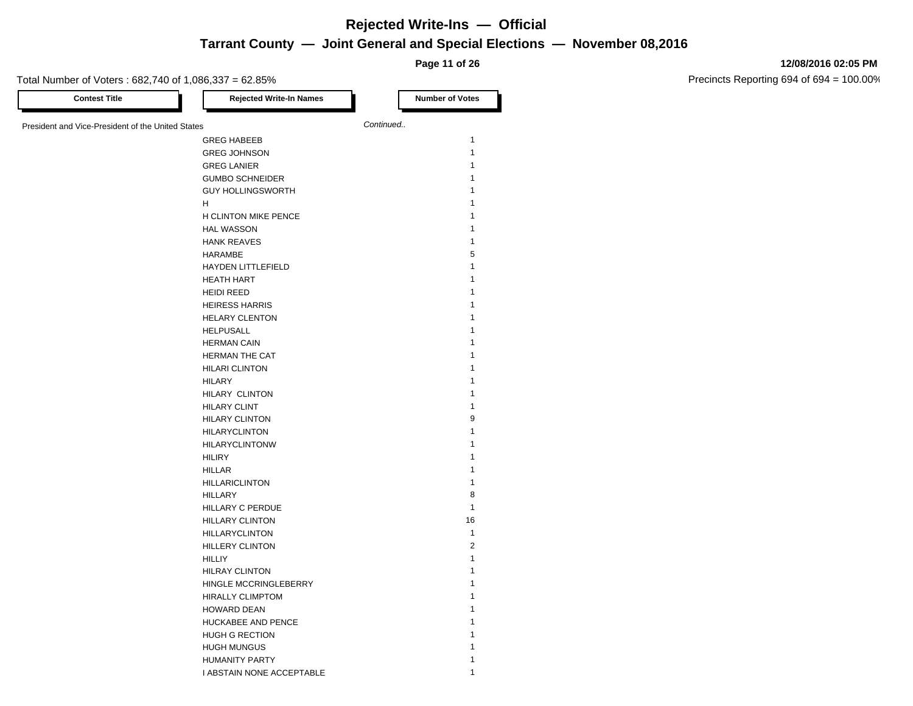# Rejected Write-Ins — Official

## Tarrant County — Joint General and Special Elections — November 08,2016

Total Number of Voters : 682,740 of 1,086,337 = 62.85%

Precincts Reporting 694 of 694 = 100.00%

12/08/2016 02:05 PM

| Contest Title | Rejected Write-In Names | Number of Votes |
|---|---|---|
| President and Vice-President of the United States | *Continued..* | |
| | GREG HABEEB | 1 |
| | GREG JOHNSON | 1 |
| | GREG LANIER | 1 |
| | GUMBO SCHNEIDER | 1 |
| | GUY HOLLINGSWORTH | 1 |
| | H | 1 |
| | H CLINTON MIKE PENCE | 1 |
| | HAL WASSON | 1 |
| | HANK REAVES | 1 |
| | HARAMBE | 5 |
| | HAYDEN LITTLEFIELD | 1 |
| | HEATH HART | 1 |
| | HEIDI REED | 1 |
| | HEIRESS HARRIS | 1 |
| | HELARY CLENTON | 1 |
| | HELPUSALL | 1 |
| | HERMAN CAIN | 1 |
| | HERMAN THE CAT | 1 |
| | HILARI CLINTON | 1 |
| | HILARY | 1 |
| | HILARY  CLINTON | 1 |
| | HILARY CLINT | 1 |
| | HILARY CLINTON | 9 |
| | HILARYCLINTON | 1 |
| | HILARYCLINTONW | 1 |
| | HILIRY | 1 |
| | HILLAR | 1 |
| | HILLARICLINTON | 1 |
| | HILLARY | 8 |
| | HILLARY C PERDUE | 1 |
| | HILLARY CLINTON | 16 |
| | HILLARYCLINTON | 1 |
| | HILLERY CLINTON | 2 |
| | HILLIY | 1 |
| | HILRAY CLINTON | 1 |
| | HINGLE MCCRINGLEBERRY | 1 |
| | HIRALLY CLIMPTOM | 1 |
| | HOWARD DEAN | 1 |
| | HUCKABEE AND PENCE | 1 |
| | HUGH G RECTION | 1 |
| | HUGH MUNGUS | 1 |
| | HUMANITY PARTY | 1 |
| | I ABSTAIN NONE ACCEPTABLE | 1 |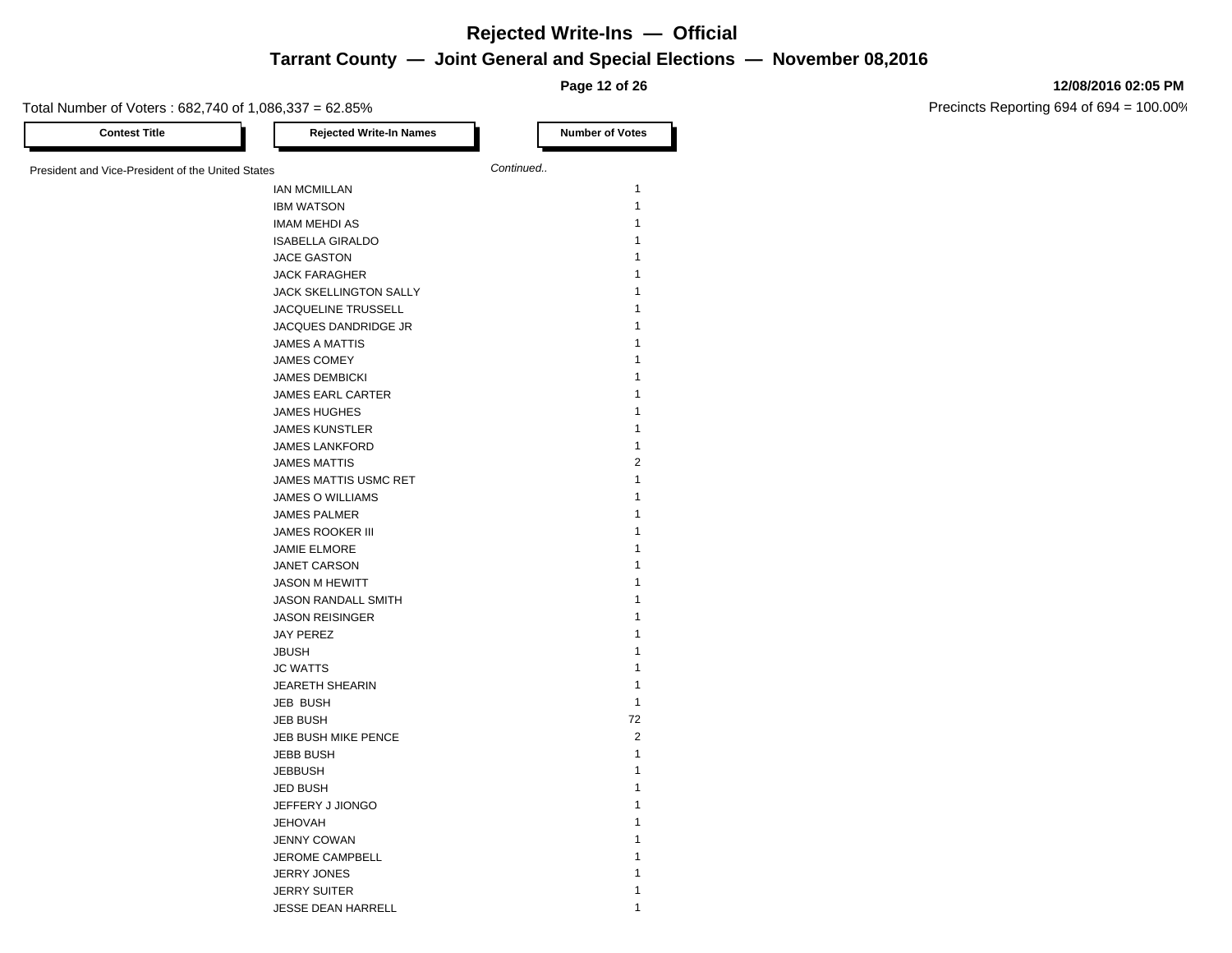# Rejected Write-Ins — Official

## Tarrant County — Joint General and Special Elections — November 08,2016

Total Number of Voters : 682,740 of 1,086,337 = 62.85%

Precincts Reporting 694 of 694 = 100.00%

| Contest Title | Rejected Write-In Names | Number of Votes |
|---|---|---|
| President and Vice-President of the United States | *Continued..* | |
| | IAN MCMILLAN | 1 |
| | IBM WATSON | 1 |
| | IMAM MEHDI AS | 1 |
| | ISABELLA GIRALDO | 1 |
| | JACE GASTON | 1 |
| | JACK FARAGHER | 1 |
| | JACK SKELLINGTON SALLY | 1 |
| | JACQUELINE TRUSSELL | 1 |
| | JACQUES DANDRIDGE JR | 1 |
| | JAMES A MATTIS | 1 |
| | JAMES COMEY | 1 |
| | JAMES DEMBICKI | 1 |
| | JAMES EARL CARTER | 1 |
| | JAMES HUGHES | 1 |
| | JAMES KUNSTLER | 1 |
| | JAMES LANKFORD | 1 |
| | JAMES MATTIS | 2 |
| | JAMES MATTIS USMC RET | 1 |
| | JAMES O WILLIAMS | 1 |
| | JAMES PALMER | 1 |
| | JAMES ROOKER III | 1 |
| | JAMIE ELMORE | 1 |
| | JANET CARSON | 1 |
| | JASON M HEWITT | 1 |
| | JASON RANDALL SMITH | 1 |
| | JASON REISINGER | 1 |
| | JAY PEREZ | 1 |
| | JBUSH | 1 |
| | JC WATTS | 1 |
| | JEARETH SHEARIN | 1 |
| | JEB  BUSH | 1 |
| | JEB BUSH | 72 |
| | JEB BUSH MIKE PENCE | 2 |
| | JEBB BUSH | 1 |
| | JEBBUSH | 1 |
| | JED BUSH | 1 |
| | JEFFERY J JIONGO | 1 |
| | JEHOVAH | 1 |
| | JENNY COWAN | 1 |
| | JEROME CAMPBELL | 1 |
| | JERRY JONES | 1 |
| | JERRY SUITER | 1 |
| | JESSE DEAN HARRELL | 1 |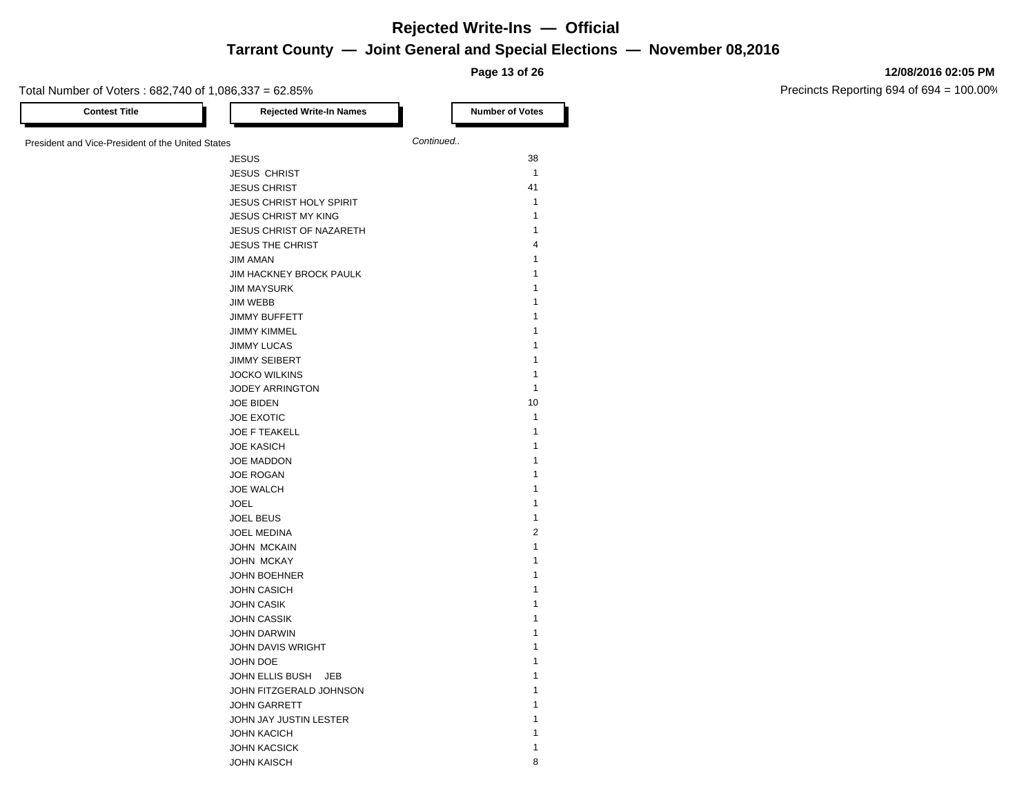# Rejected Write-Ins — Official

## Tarrant County — Joint General and Special Elections — November 08,2016

Total Number of Voters : 682,740 of 1,086,337 = 62.85%

Precincts Reporting 694 of 694 = 100.00%

12/08/2016 02:05 PM

| Contest Title | Rejected Write-In Names | Number of Votes |
| --- | --- | --- |
| President and Vice-President of the United States | | *Continued..* |
| | JESUS | 38 |
| | JESUS  CHRIST | 1 |
| | JESUS CHRIST | 41 |
| | JESUS CHRIST HOLY SPIRIT | 1 |
| | JESUS CHRIST MY KING | 1 |
| | JESUS CHRIST OF NAZARETH | 1 |
| | JESUS THE CHRIST | 4 |
| | JIM AMAN | 1 |
| | JIM HACKNEY BROCK PAULK | 1 |
| | JIM MAYSURK | 1 |
| | JIM WEBB | 1 |
| | JIMMY BUFFETT | 1 |
| | JIMMY KIMMEL | 1 |
| | JIMMY LUCAS | 1 |
| | JIMMY SEIBERT | 1 |
| | JOCKO WILKINS | 1 |
| | JODEY ARRINGTON | 1 |
| | JOE BIDEN | 10 |
| | JOE EXOTIC | 1 |
| | JOE F TEAKELL | 1 |
| | JOE KASICH | 1 |
| | JOE MADDON | 1 |
| | JOE ROGAN | 1 |
| | JOE WALCH | 1 |
| | JOEL | 1 |
| | JOEL BEUS | 1 |
| | JOEL MEDINA | 2 |
| | JOHN  MCKAIN | 1 |
| | JOHN  MCKAY | 1 |
| | JOHN BOEHNER | 1 |
| | JOHN CASICH | 1 |
| | JOHN CASIK | 1 |
| | JOHN CASSIK | 1 |
| | JOHN DARWIN | 1 |
| | JOHN DAVIS WRIGHT | 1 |
| | JOHN DOE | 1 |
| | JOHN ELLIS BUSH    JEB | 1 |
| | JOHN FITZGERALD JOHNSON | 1 |
| | JOHN GARRETT | 1 |
| | JOHN JAY JUSTIN LESTER | 1 |
| | JOHN KACICH | 1 |
| | JOHN KACSICK | 1 |
| | JOHN KAISCH | 8 |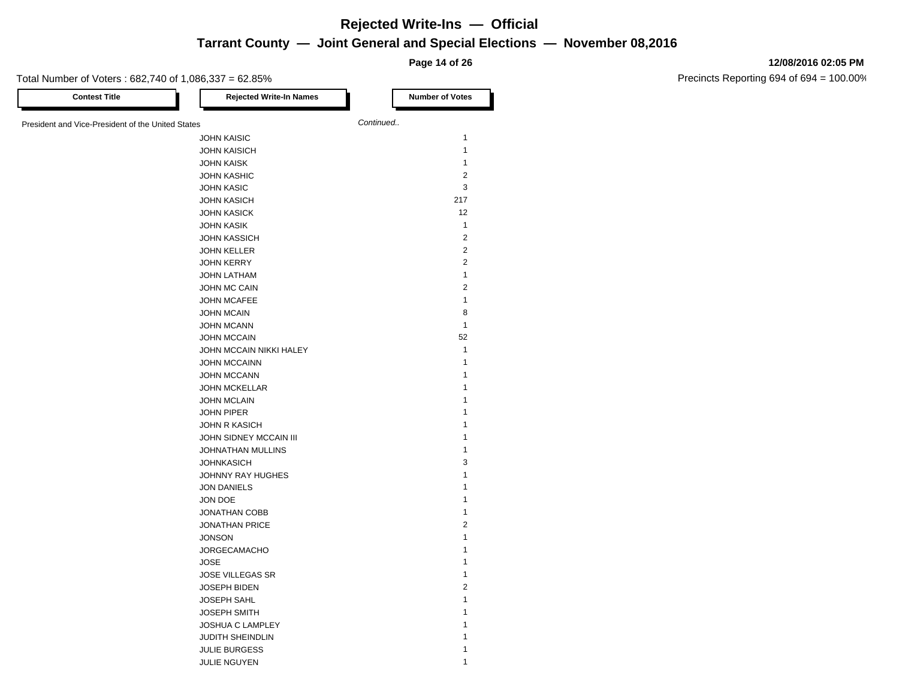# Rejected Write-Ins — Official

## Tarrant County — Joint General and Special Elections — November 08,2016

12/08/2016 02:05 PM

Total Number of Voters : 682,740 of 1,086,337 = 62.85%

Precincts Reporting 694 of 694 = 100.00%

| Contest Title | Rejected Write-In Names | Number of Votes |
|---|---|---|
| President and Vice-President of the United States | *Continued..* | |
| | JOHN KAISIC | 1 |
| | JOHN KAISICH | 1 |
| | JOHN KAISK | 1 |
| | JOHN KASHIC | 2 |
| | JOHN KASIC | 3 |
| | JOHN KASICH | 217 |
| | JOHN KASICK | 12 |
| | JOHN KASIK | 1 |
| | JOHN KASSICH | 2 |
| | JOHN KELLER | 2 |
| | JOHN KERRY | 2 |
| | JOHN LATHAM | 1 |
| | JOHN MC CAIN | 2 |
| | JOHN MCAFEE | 1 |
| | JOHN MCAIN | 8 |
| | JOHN MCANN | 1 |
| | JOHN MCCAIN | 52 |
| | JOHN MCCAIN NIKKI HALEY | 1 |
| | JOHN MCCAINN | 1 |
| | JOHN MCCANN | 1 |
| | JOHN MCKELLAR | 1 |
| | JOHN MCLAIN | 1 |
| | JOHN PIPER | 1 |
| | JOHN R KASICH | 1 |
| | JOHN SIDNEY MCCAIN III | 1 |
| | JOHNATHAN MULLINS | 1 |
| | JOHNKASICH | 3 |
| | JOHNNY RAY HUGHES | 1 |
| | JON DANIELS | 1 |
| | JON DOE | 1 |
| | JONATHAN COBB | 1 |
| | JONATHAN PRICE | 2 |
| | JONSON | 1 |
| | JORGECAMACHO | 1 |
| | JOSE | 1 |
| | JOSE VILLEGAS SR | 1 |
| | JOSEPH BIDEN | 2 |
| | JOSEPH SAHL | 1 |
| | JOSEPH SMITH | 1 |
| | JOSHUA C LAMPLEY | 1 |
| | JUDITH SHEINDLIN | 1 |
| | JULIE BURGESS | 1 |
| | JULIE NGUYEN | 1 |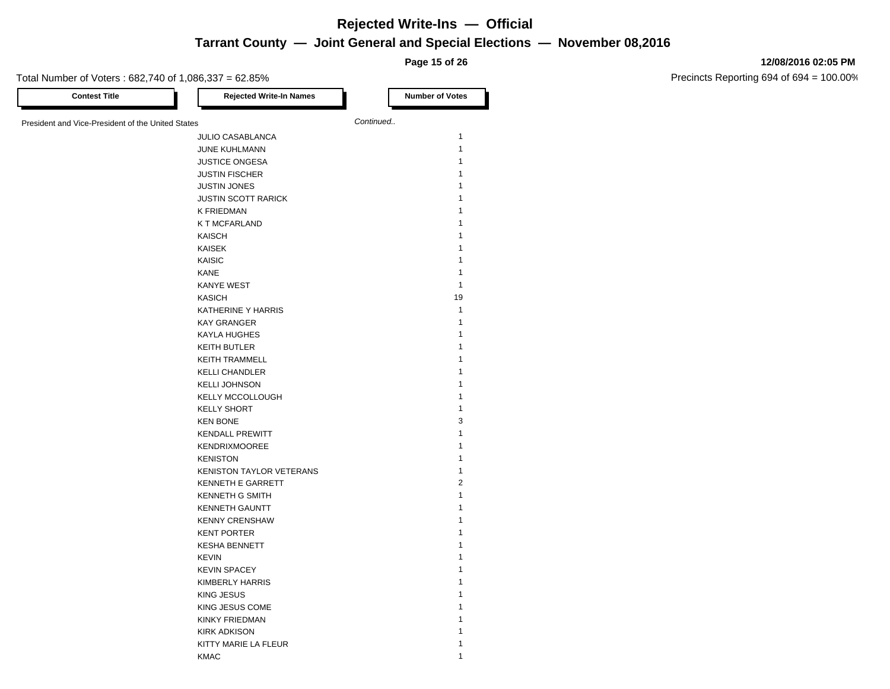# Rejected Write-Ins — Official

## Tarrant County — Joint General and Special Elections — November 08,2016

**12/08/2016 02:05 PM**

Total Number of Voters : 682,740 of 1,086,337 = 62.85%

Precincts Reporting 694 of 694 = 100.00%

| Contest Title | Rejected Write-In Names | Number of Votes |
|---|---|---|
| President and Vice-President of the United States | *Continued..* | |
| | JULIO CASABLANCA | 1 |
| | JUNE KUHLMANN | 1 |
| | JUSTICE ONGESA | 1 |
| | JUSTIN FISCHER | 1 |
| | JUSTIN JONES | 1 |
| | JUSTIN SCOTT RARICK | 1 |
| | K FRIEDMAN | 1 |
| | K T MCFARLAND | 1 |
| | KAISCH | 1 |
| | KAISEK | 1 |
| | KAISIC | 1 |
| | KANE | 1 |
| | KANYE WEST | 1 |
| | KASICH | 19 |
| | KATHERINE Y HARRIS | 1 |
| | KAY GRANGER | 1 |
| | KAYLA HUGHES | 1 |
| | KEITH BUTLER | 1 |
| | KEITH TRAMMELL | 1 |
| | KELLI CHANDLER | 1 |
| | KELLI JOHNSON | 1 |
| | KELLY MCCOLLOUGH | 1 |
| | KELLY SHORT | 1 |
| | KEN BONE | 3 |
| | KENDALL PREWITT | 1 |
| | KENDRIXMOOREE | 1 |
| | KENISTON | 1 |
| | KENISTON TAYLOR VETERANS | 1 |
| | KENNETH E GARRETT | 2 |
| | KENNETH G SMITH | 1 |
| | KENNETH GAUNTT | 1 |
| | KENNY CRENSHAW | 1 |
| | KENT PORTER | 1 |
| | KESHA BENNETT | 1 |
| | KEVIN | 1 |
| | KEVIN SPACEY | 1 |
| | KIMBERLY HARRIS | 1 |
| | KING JESUS | 1 |
| | KING JESUS COME | 1 |
| | KINKY FRIEDMAN | 1 |
| | KIRK ADKISON | 1 |
| | KITTY MARIE LA FLEUR | 1 |
| | KMAC | 1 |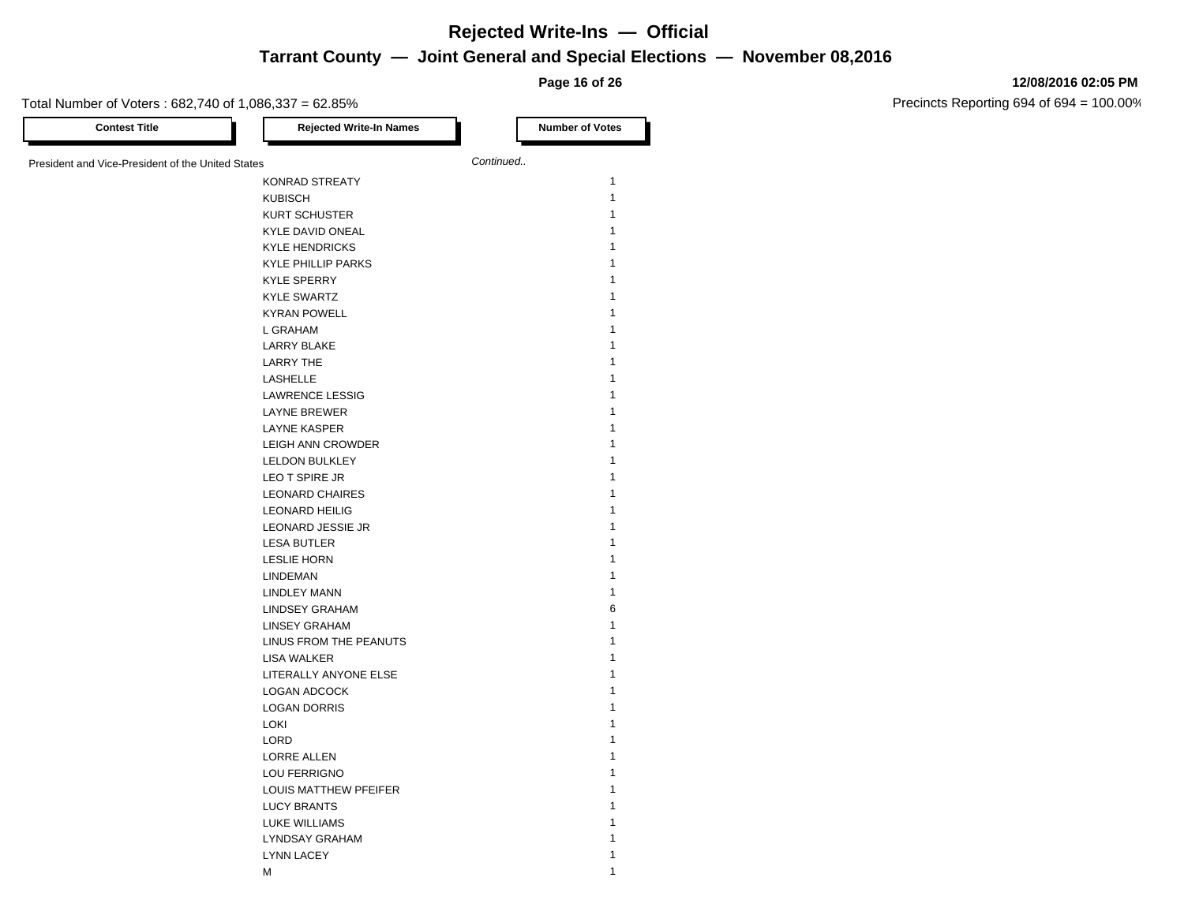# Rejected Write-Ins — Official

## Tarrant County — Joint General and Special Elections — November 08,2016

12/08/2016 02:05 PM

Total Number of Voters : 682,740 of 1,086,337 = 62.85%

Precincts Reporting 694 of 694 = 100.00%

| Contest Title | Rejected Write-In Names | Number of Votes |
|---|---|---|
| President and Vice-President of the United States | | *Continued..* |
| | KONRAD STREATY | 1 |
| | KUBISCH | 1 |
| | KURT SCHUSTER | 1 |
| | KYLE DAVID ONEAL | 1 |
| | KYLE HENDRICKS | 1 |
| | KYLE PHILLIP PARKS | 1 |
| | KYLE SPERRY | 1 |
| | KYLE SWARTZ | 1 |
| | KYRAN POWELL | 1 |
| | L GRAHAM | 1 |
| | LARRY BLAKE | 1 |
| | LARRY THE | 1 |
| | LASHELLE | 1 |
| | LAWRENCE LESSIG | 1 |
| | LAYNE BREWER | 1 |
| | LAYNE KASPER | 1 |
| | LEIGH ANN CROWDER | 1 |
| | LELDON BULKLEY | 1 |
| | LEO T SPIRE JR | 1 |
| | LEONARD CHAIRES | 1 |
| | LEONARD HEILIG | 1 |
| | LEONARD JESSIE JR | 1 |
| | LESA BUTLER | 1 |
| | LESLIE HORN | 1 |
| | LINDEMAN | 1 |
| | LINDLEY MANN | 1 |
| | LINDSEY GRAHAM | 6 |
| | LINSEY GRAHAM | 1 |
| | LINUS FROM THE PEANUTS | 1 |
| | LISA WALKER | 1 |
| | LITERALLY ANYONE ELSE | 1 |
| | LOGAN ADCOCK | 1 |
| | LOGAN DORRIS | 1 |
| | LOKI | 1 |
| | LORD | 1 |
| | LORRE ALLEN | 1 |
| | LOU FERRIGNO | 1 |
| | LOUIS MATTHEW PFEIFER | 1 |
| | LUCY BRANTS | 1 |
| | LUKE WILLIAMS | 1 |
| | LYNDSAY GRAHAM | 1 |
| | LYNN LACEY | 1 |
| | M | 1 |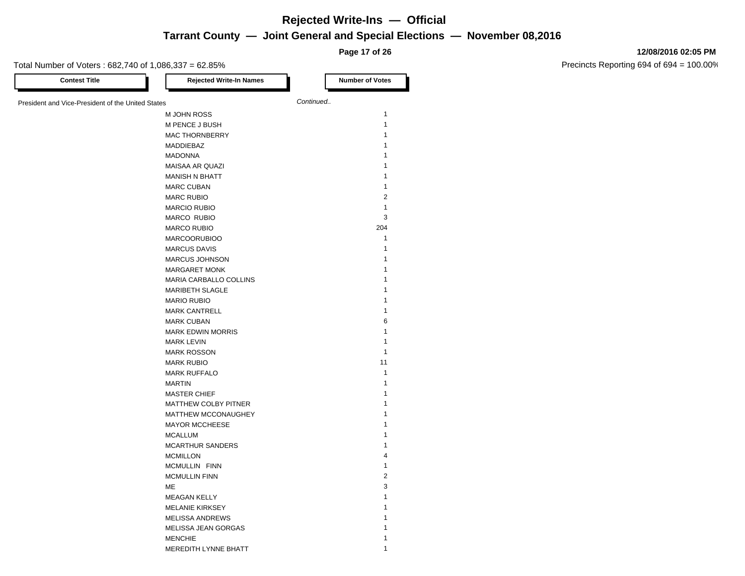# Rejected Write-Ins — Official

## Tarrant County — Joint General and Special Elections — November 08,2016

12/08/2016 02:05 PM

Total Number of Voters : 682,740 of 1,086,337 = 62.85%

Precincts Reporting 694 of 694 = 100.00%

| Contest Title | Rejected Write-In Names | Number of Votes |
|---|---|---|
| President and Vice-President of the United States | | *Continued..* |
| | M JOHN ROSS | 1 |
| | M PENCE J BUSH | 1 |
| | MAC THORNBERRY | 1 |
| | MADDIEBAZ | 1 |
| | MADONNA | 1 |
| | MAISAA AR QUAZI | 1 |
| | MANISH N BHATT | 1 |
| | MARC CUBAN | 1 |
| | MARC RUBIO | 2 |
| | MARCIO RUBIO | 1 |
| | MARCO  RUBIO | 3 |
| | MARCO RUBIO | 204 |
| | MARCOORUBIOO | 1 |
| | MARCUS DAVIS | 1 |
| | MARCUS JOHNSON | 1 |
| | MARGARET MONK | 1 |
| | MARIA CARBALLO COLLINS | 1 |
| | MARIBETH SLAGLE | 1 |
| | MARIO RUBIO | 1 |
| | MARK CANTRELL | 1 |
| | MARK CUBAN | 6 |
| | MARK EDWIN MORRIS | 1 |
| | MARK LEVIN | 1 |
| | MARK ROSSON | 1 |
| | MARK RUBIO | 11 |
| | MARK RUFFALO | 1 |
| | MARTIN | 1 |
| | MASTER CHIEF | 1 |
| | MATTHEW COLBY PITNER | 1 |
| | MATTHEW MCCONAUGHEY | 1 |
| | MAYOR MCCHEESE | 1 |
| | MCALLUM | 1 |
| | MCARTHUR SANDERS | 1 |
| | MCMILLON | 4 |
| | MCMULLIN   FINN | 1 |
| | MCMULLIN FINN | 2 |
| | ME | 3 |
| | MEAGAN KELLY | 1 |
| | MELANIE KIRKSEY | 1 |
| | MELISSA ANDREWS | 1 |
| | MELISSA JEAN GORGAS | 1 |
| | MENCHIE | 1 |
| | MEREDITH LYNNE BHATT | 1 |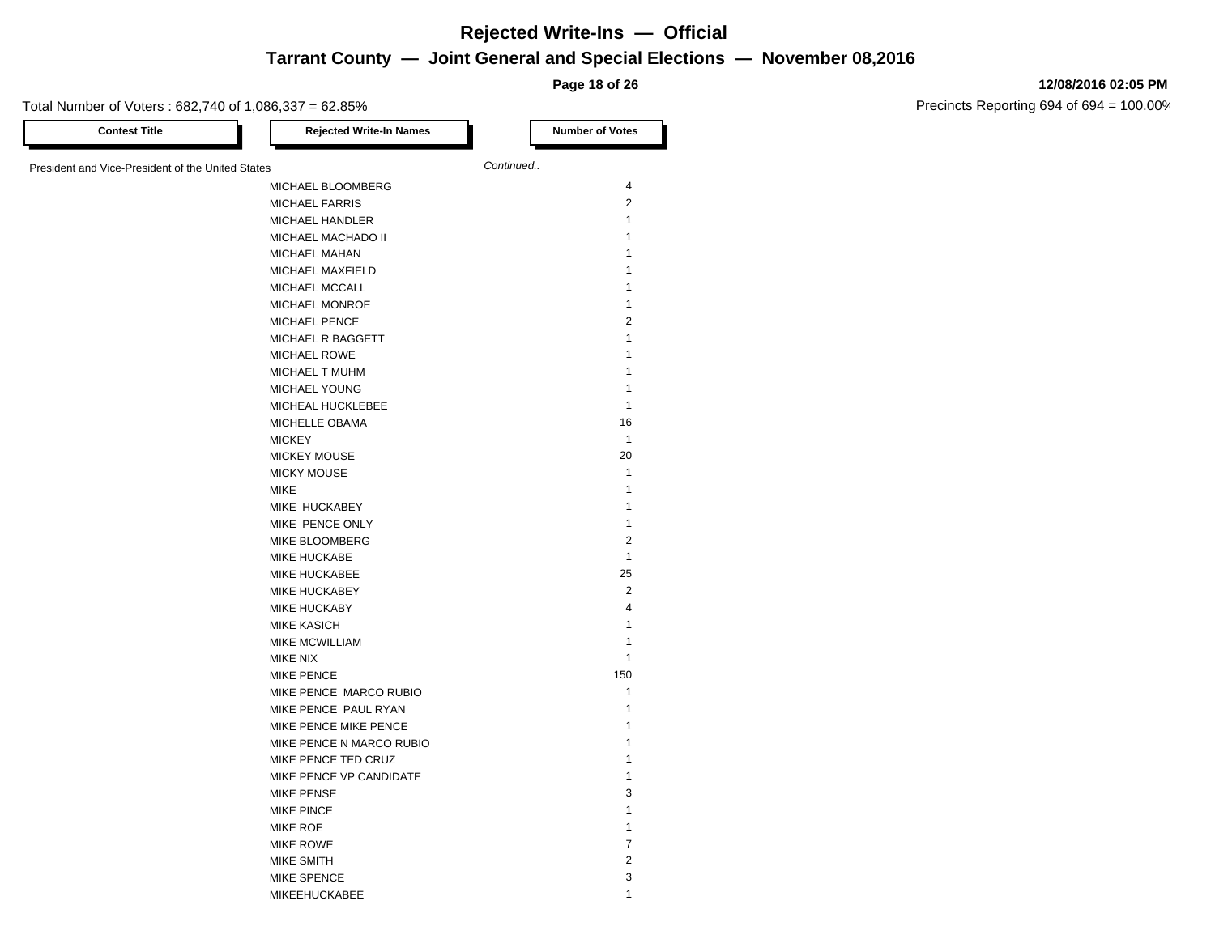# Rejected Write-Ins — Official

## Tarrant County — Joint General and Special Elections — November 08,2016

Total Number of Voters : 682,740 of 1,086,337 = 62.85%

Precincts Reporting 694 of 694 = 100.00%

| Contest Title | Rejected Write-In Names | Number of Votes |
|---|---|---|
| President and Vice-President of the United States | *Continued..* | |
| | MICHAEL BLOOMBERG | 4 |
| | MICHAEL FARRIS | 2 |
| | MICHAEL HANDLER | 1 |
| | MICHAEL MACHADO II | 1 |
| | MICHAEL MAHAN | 1 |
| | MICHAEL MAXFIELD | 1 |
| | MICHAEL MCCALL | 1 |
| | MICHAEL MONROE | 1 |
| | MICHAEL PENCE | 2 |
| | MICHAEL R BAGGETT | 1 |
| | MICHAEL ROWE | 1 |
| | MICHAEL T MUHM | 1 |
| | MICHAEL YOUNG | 1 |
| | MICHEAL HUCKLEBEE | 1 |
| | MICHELLE OBAMA | 16 |
| | MICKEY | 1 |
| | MICKEY MOUSE | 20 |
| | MICKY MOUSE | 1 |
| | MIKE | 1 |
| | MIKE HUCKABEY | 1 |
| | MIKE PENCE ONLY | 1 |
| | MIKE BLOOMBERG | 2 |
| | MIKE HUCKABE | 1 |
| | MIKE HUCKABEE | 25 |
| | MIKE HUCKABEY | 2 |
| | MIKE HUCKABY | 4 |
| | MIKE KASICH | 1 |
| | MIKE MCWILLIAM | 1 |
| | MIKE NIX | 1 |
| | MIKE PENCE | 150 |
| | MIKE PENCE MARCO RUBIO | 1 |
| | MIKE PENCE PAUL RYAN | 1 |
| | MIKE PENCE MIKE PENCE | 1 |
| | MIKE PENCE N MARCO RUBIO | 1 |
| | MIKE PENCE TED CRUZ | 1 |
| | MIKE PENCE VP CANDIDATE | 1 |
| | MIKE PENSE | 3 |
| | MIKE PINCE | 1 |
| | MIKE ROE | 1 |
| | MIKE ROWE | 7 |
| | MIKE SMITH | 2 |
| | MIKE SPENCE | 3 |
| | MIKEEHUCKABEE | 1 |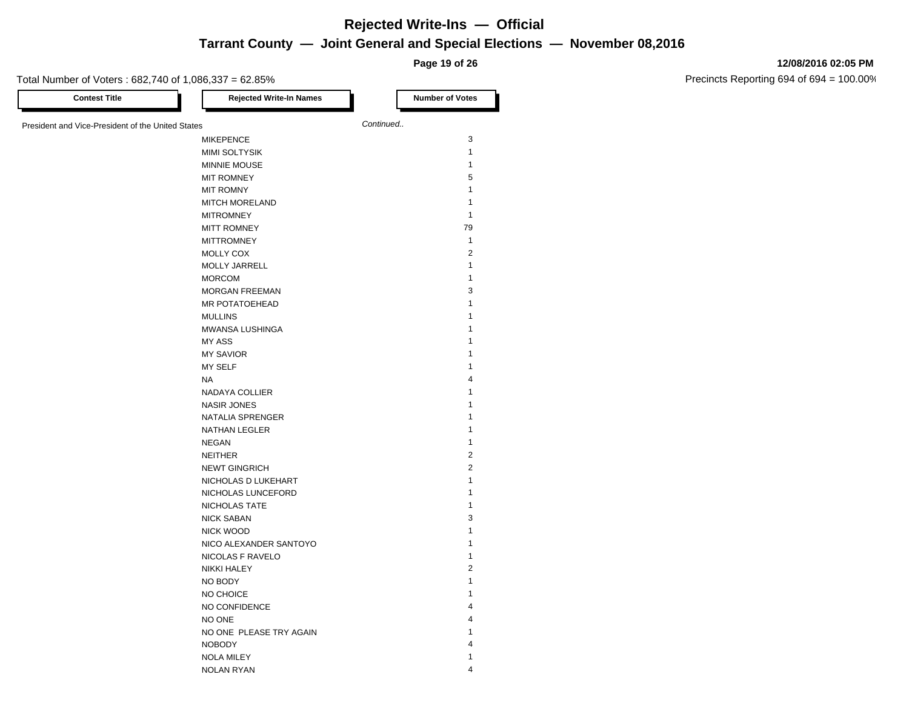# Rejected Write-Ins — Official

## Tarrant County — Joint General and Special Elections — November 08,2016

12/08/2016 02:05 PM

Total Number of Voters : 682,740 of 1,086,337 = 62.85%

Precincts Reporting 694 of 694 = 100.00%

| Contest Title | Rejected Write-In Names | Number of Votes |
|---|---|---|
| President and Vice-President of the United States | *Continued..* | |
| | MIKEPENCE | 3 |
| | MIMI SOLTYSIK | 1 |
| | MINNIE MOUSE | 1 |
| | MIT ROMNEY | 5 |
| | MIT ROMNY | 1 |
| | MITCH MORELAND | 1 |
| | MITROMNEY | 1 |
| | MITT ROMNEY | 79 |
| | MITTROMNEY | 1 |
| | MOLLY COX | 2 |
| | MOLLY JARRELL | 1 |
| | MORCOM | 1 |
| | MORGAN FREEMAN | 3 |
| | MR POTATOEHEAD | 1 |
| | MULLINS | 1 |
| | MWANSA LUSHINGA | 1 |
| | MY ASS | 1 |
| | MY SAVIOR | 1 |
| | MY SELF | 1 |
| | NA | 4 |
| | NADAYA COLLIER | 1 |
| | NASIR JONES | 1 |
| | NATALIA SPRENGER | 1 |
| | NATHAN LEGLER | 1 |
| | NEGAN | 1 |
| | NEITHER | 2 |
| | NEWT GINGRICH | 2 |
| | NICHOLAS D LUKEHART | 1 |
| | NICHOLAS LUNCEFORD | 1 |
| | NICHOLAS TATE | 1 |
| | NICK SABAN | 3 |
| | NICK WOOD | 1 |
| | NICO ALEXANDER SANTOYO | 1 |
| | NICOLAS F RAVELO | 1 |
| | NIKKI HALEY | 2 |
| | NO BODY | 1 |
| | NO CHOICE | 1 |
| | NO CONFIDENCE | 4 |
| | NO ONE | 4 |
| | NO ONE PLEASE TRY AGAIN | 1 |
| | NOBODY | 4 |
| | NOLA MILEY | 1 |
| | NOLAN RYAN | 4 |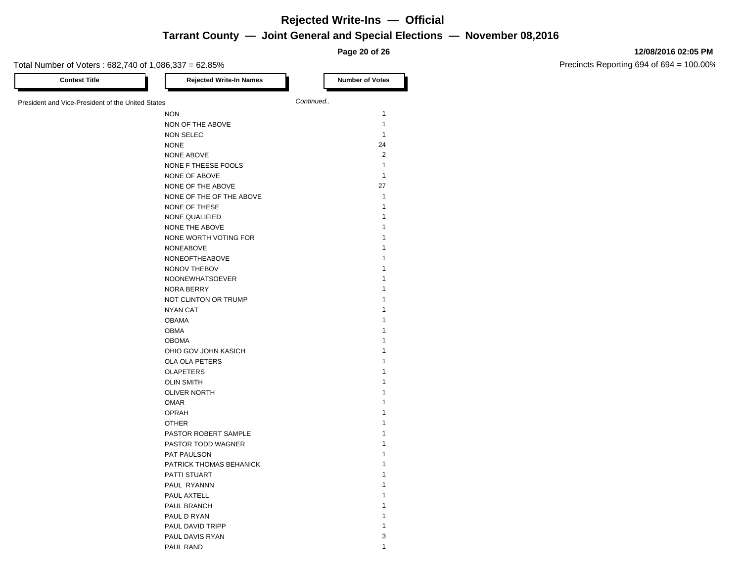# Rejected Write-Ins — Official

## Tarrant County — Joint General and Special Elections — November 08,2016

12/08/2016 02:05 PM

Total Number of Voters : 682,740 of 1,086,337 = 62.85%

Precincts Reporting 694 of 694 = 100.00%

| Contest Title | Rejected Write-In Names | Number of Votes |
|---|---|---|
| President and Vice-President of the United States | | *Continued..* |
| | NON | 1 |
| | NON OF THE ABOVE | 1 |
| | NON SELEC | 1 |
| | NONE | 24 |
| | NONE ABOVE | 2 |
| | NONE F THEESE FOOLS | 1 |
| | NONE OF ABOVE | 1 |
| | NONE OF THE ABOVE | 27 |
| | NONE OF THE OF THE ABOVE | 1 |
| | NONE OF THESE | 1 |
| | NONE QUALIFIED | 1 |
| | NONE THE ABOVE | 1 |
| | NONE WORTH VOTING FOR | 1 |
| | NONEABOVE | 1 |
| | NONEOFTHEABOVE | 1 |
| | NONOV THEBOV | 1 |
| | NOONEWHATSOEVER | 1 |
| | NORA BERRY | 1 |
| | NOT CLINTON OR TRUMP | 1 |
| | NYAN CAT | 1 |
| | OBAMA | 1 |
| | OBMA | 1 |
| | OBOMA | 1 |
| | OHIO GOV JOHN KASICH | 1 |
| | OLA OLA PETERS | 1 |
| | OLAPETERS | 1 |
| | OLIN SMITH | 1 |
| | OLIVER NORTH | 1 |
| | OMAR | 1 |
| | OPRAH | 1 |
| | OTHER | 1 |
| | PASTOR ROBERT SAMPLE | 1 |
| | PASTOR TODD WAGNER | 1 |
| | PAT PAULSON | 1 |
| | PATRICK THOMAS BEHANICK | 1 |
| | PATTI STUART | 1 |
| | PAUL RYANNN | 1 |
| | PAUL AXTELL | 1 |
| | PAUL BRANCH | 1 |
| | PAUL D RYAN | 1 |
| | PAUL DAVID TRIPP | 1 |
| | PAUL DAVIS RYAN | 3 |
| | PAUL RAND | 1 |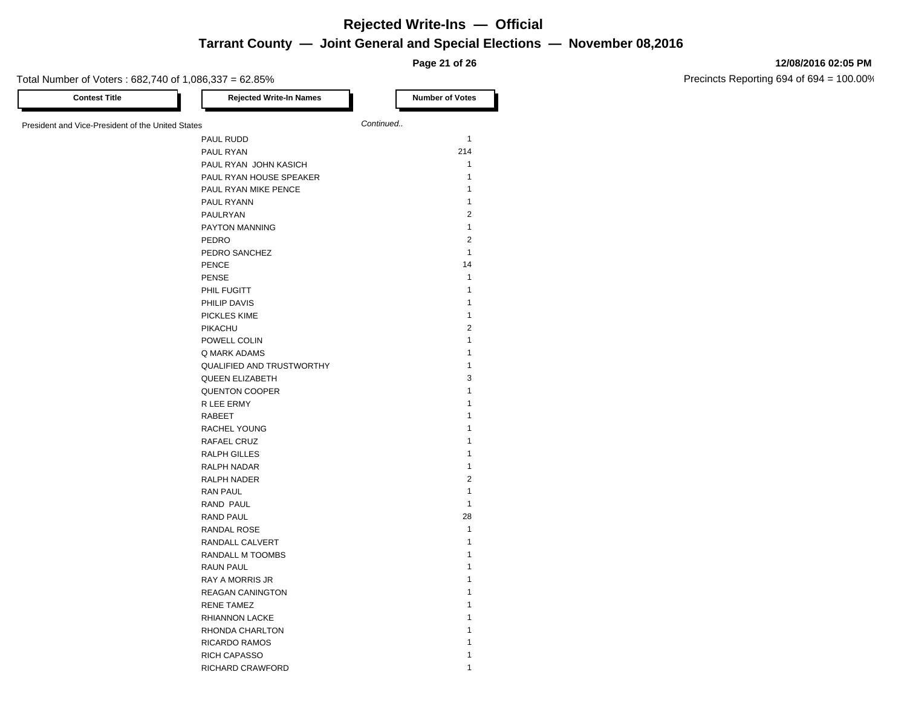# Rejected Write-Ins — Official

## Tarrant County — Joint General and Special Elections — November 08,2016

**12/08/2016 02:05 PM**

Total Number of Voters : 682,740 of 1,086,337 = 62.85%

Precincts Reporting 694 of 694 = 100.00%

| Contest Title | Rejected Write-In Names | Number of Votes |
|---|---|---|
| President and Vice-President of the United States | | *Continued..* |
| | PAUL RUDD | 1 |
| | PAUL RYAN | 214 |
| | PAUL RYAN  JOHN KASICH | 1 |
| | PAUL RYAN HOUSE SPEAKER | 1 |
| | PAUL RYAN MIKE PENCE | 1 |
| | PAUL RYANN | 1 |
| | PAULRYAN | 2 |
| | PAYTON MANNING | 1 |
| | PEDRO | 2 |
| | PEDRO SANCHEZ | 1 |
| | PENCE | 14 |
| | PENSE | 1 |
| | PHIL FUGITT | 1 |
| | PHILIP DAVIS | 1 |
| | PICKLES KIME | 1 |
| | PIKACHU | 2 |
| | POWELL COLIN | 1 |
| | Q MARK ADAMS | 1 |
| | QUALIFIED AND TRUSTWORTHY | 1 |
| | QUEEN ELIZABETH | 3 |
| | QUENTON COOPER | 1 |
| | R LEE ERMY | 1 |
| | RABEET | 1 |
| | RACHEL YOUNG | 1 |
| | RAFAEL CRUZ | 1 |
| | RALPH GILLES | 1 |
| | RALPH NADAR | 1 |
| | RALPH NADER | 2 |
| | RAN PAUL | 1 |
| | RAND  PAUL | 1 |
| | RAND PAUL | 28 |
| | RANDAL ROSE | 1 |
| | RANDALL CALVERT | 1 |
| | RANDALL M TOOMBS | 1 |
| | RAUN PAUL | 1 |
| | RAY A MORRIS JR | 1 |
| | REAGAN CANINGTON | 1 |
| | RENE TAMEZ | 1 |
| | RHIANNON LACKE | 1 |
| | RHONDA CHARLTON | 1 |
| | RICARDO RAMOS | 1 |
| | RICH CAPASSO | 1 |
| | RICHARD CRAWFORD | 1 |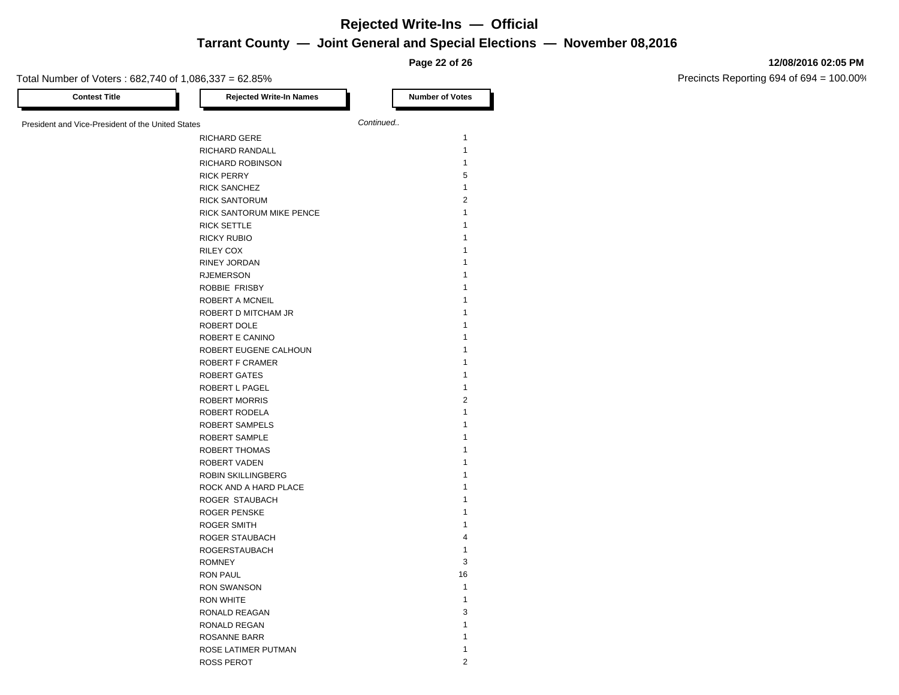# Rejected Write-Ins — Official

## Tarrant County — Joint General and Special Elections — November 08,2016

12/08/2016 02:05 PM

Total Number of Voters : 682,740 of 1,086,337 = 62.85%

Precincts Reporting 694 of 694 = 100.00%

| Contest Title | Rejected Write-In Names | Number of Votes |
|---|---|---|
| President and Vice-President of the United States | *Continued..* | |
| | RICHARD GERE | 1 |
| | RICHARD RANDALL | 1 |
| | RICHARD ROBINSON | 1 |
| | RICK PERRY | 5 |
| | RICK SANCHEZ | 1 |
| | RICK SANTORUM | 2 |
| | RICK SANTORUM MIKE PENCE | 1 |
| | RICK SETTLE | 1 |
| | RICKY RUBIO | 1 |
| | RILEY COX | 1 |
| | RINEY JORDAN | 1 |
| | RJEMERSON | 1 |
| | ROBBIE FRISBY | 1 |
| | ROBERT A MCNEIL | 1 |
| | ROBERT D MITCHAM JR | 1 |
| | ROBERT DOLE | 1 |
| | ROBERT E CANINO | 1 |
| | ROBERT EUGENE CALHOUN | 1 |
| | ROBERT F CRAMER | 1 |
| | ROBERT GATES | 1 |
| | ROBERT L PAGEL | 1 |
| | ROBERT MORRIS | 2 |
| | ROBERT RODELA | 1 |
| | ROBERT SAMPELS | 1 |
| | ROBERT SAMPLE | 1 |
| | ROBERT THOMAS | 1 |
| | ROBERT VADEN | 1 |
| | ROBIN SKILLINGBERG | 1 |
| | ROCK AND A HARD PLACE | 1 |
| | ROGER STAUBACH | 1 |
| | ROGER PENSKE | 1 |
| | ROGER SMITH | 1 |
| | ROGER STAUBACH | 4 |
| | ROGERSTAUBACH | 1 |
| | ROMNEY | 3 |
| | RON PAUL | 16 |
| | RON SWANSON | 1 |
| | RON WHITE | 1 |
| | RONALD REAGAN | 3 |
| | RONALD REGAN | 1 |
| | ROSANNE BARR | 1 |
| | ROSE LATIMER PUTMAN | 1 |
| | ROSS PEROT | 2 |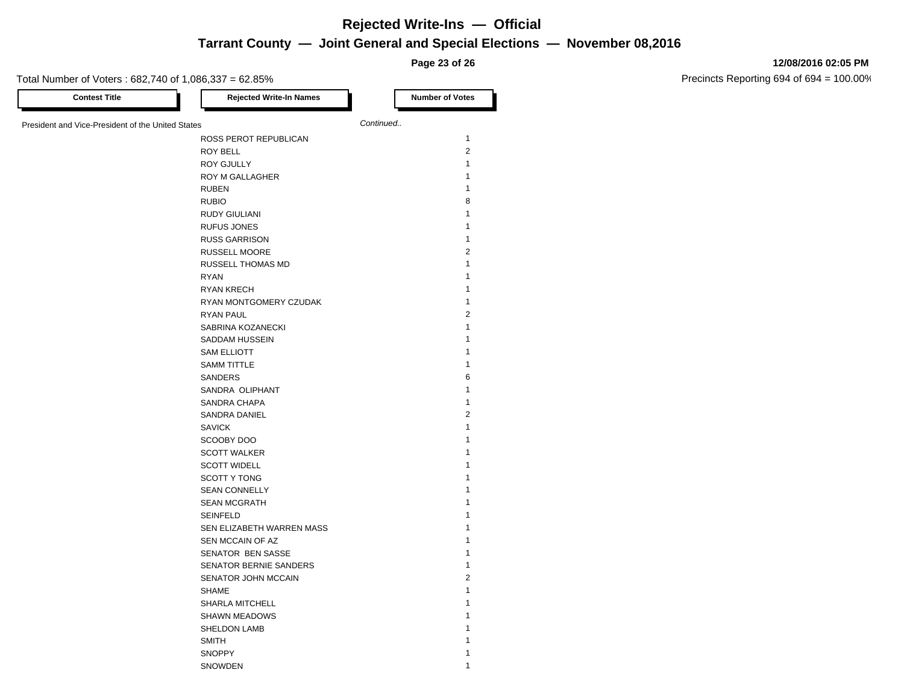# Rejected Write-Ins — Official

## Tarrant County — Joint General and Special Elections — November 08,2016

**12/08/2016 02:05 PM**

Total Number of Voters : 682,740 of 1,086,337 = 62.85%

Precincts Reporting 694 of 694 = 100.00%

| Contest Title | Rejected Write-In Names | Number of Votes |
|---|---|---|
| President and Vice-President of the United States | *Continued..* | |
| | ROSS PEROT REPUBLICAN | 1 |
| | ROY BELL | 2 |
| | ROY GJULLY | 1 |
| | ROY M GALLAGHER | 1 |
| | RUBEN | 1 |
| | RUBIO | 8 |
| | RUDY GIULIANI | 1 |
| | RUFUS JONES | 1 |
| | RUSS GARRISON | 1 |
| | RUSSELL MOORE | 2 |
| | RUSSELL THOMAS MD | 1 |
| | RYAN | 1 |
| | RYAN KRECH | 1 |
| | RYAN MONTGOMERY CZUDAK | 1 |
| | RYAN PAUL | 2 |
| | SABRINA KOZANECKI | 1 |
| | SADDAM HUSSEIN | 1 |
| | SAM ELLIOTT | 1 |
| | SAMM TITTLE | 1 |
| | SANDERS | 6 |
| | SANDRA  OLIPHANT | 1 |
| | SANDRA CHAPA | 1 |
| | SANDRA DANIEL | 2 |
| | SAVICK | 1 |
| | SCOOBY DOO | 1 |
| | SCOTT WALKER | 1 |
| | SCOTT WIDELL | 1 |
| | SCOTT Y TONG | 1 |
| | SEAN CONNELLY | 1 |
| | SEAN MCGRATH | 1 |
| | SEINFELD | 1 |
| | SEN ELIZABETH WARREN MASS | 1 |
| | SEN MCCAIN OF AZ | 1 |
| | SENATOR  BEN SASSE | 1 |
| | SENATOR BERNIE SANDERS | 1 |
| | SENATOR JOHN MCCAIN | 2 |
| | SHAME | 1 |
| | SHARLA MITCHELL | 1 |
| | SHAWN MEADOWS | 1 |
| | SHELDON LAMB | 1 |
| | SMITH | 1 |
| | SNOPPY | 1 |
| | SNOWDEN | 1 |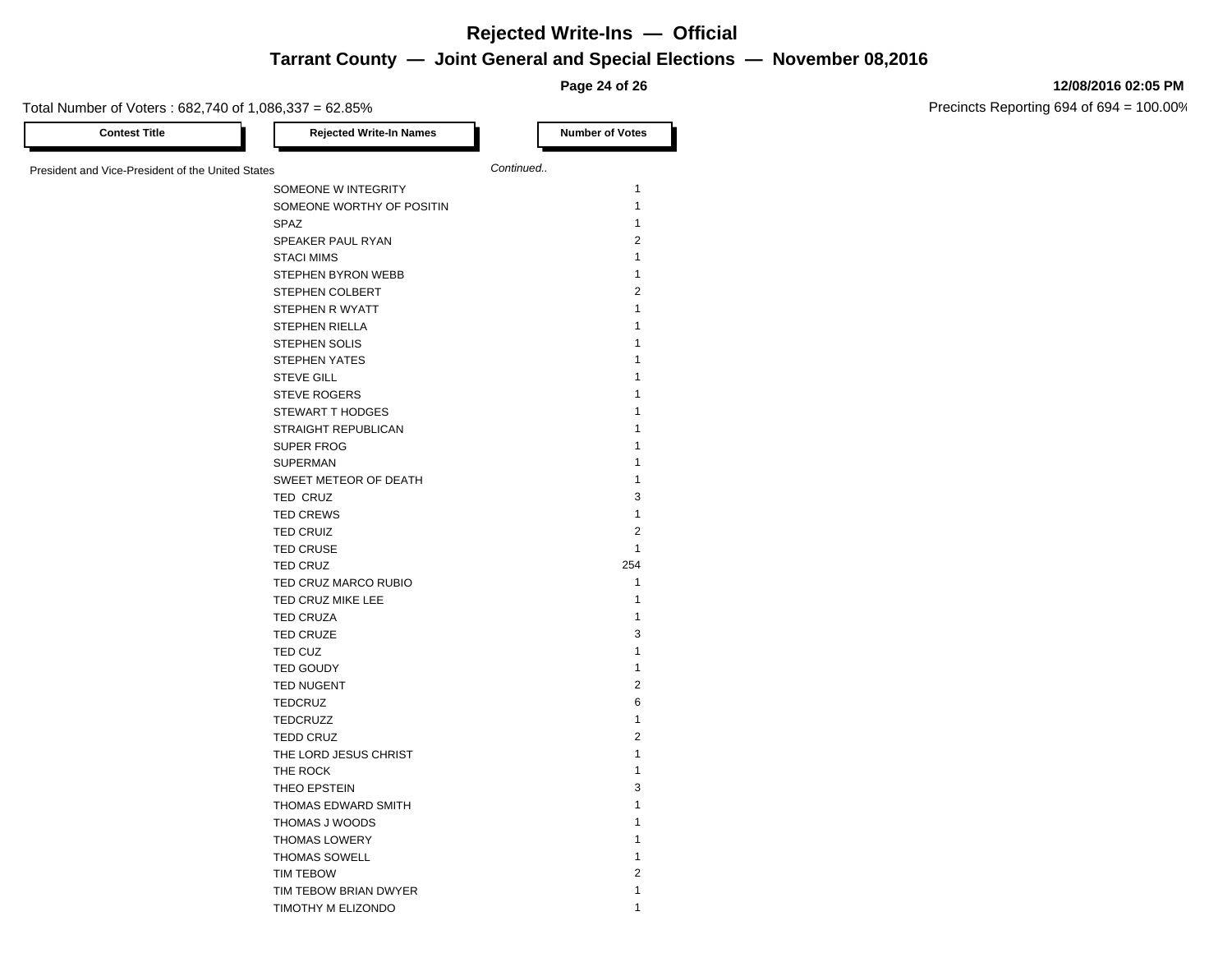# Rejected Write-Ins — Official

## Tarrant County — Joint General and Special Elections — November 08,2016

12/08/2016 02:05 PM

Total Number of Voters : 682,740 of 1,086,337 = 62.85%

Precincts Reporting 694 of 694 = 100.00%

| Contest Title | Rejected Write-In Names | Number of Votes |
|---|---|---|
| President and Vice-President of the United States | *Continued..* | |
| | SOMEONE W INTEGRITY | 1 |
| | SOMEONE WORTHY OF POSITIN | 1 |
| | SPAZ | 1 |
| | SPEAKER PAUL RYAN | 2 |
| | STACI MIMS | 1 |
| | STEPHEN BYRON WEBB | 1 |
| | STEPHEN COLBERT | 2 |
| | STEPHEN R WYATT | 1 |
| | STEPHEN RIELLA | 1 |
| | STEPHEN SOLIS | 1 |
| | STEPHEN YATES | 1 |
| | STEVE GILL | 1 |
| | STEVE ROGERS | 1 |
| | STEWART T HODGES | 1 |
| | STRAIGHT REPUBLICAN | 1 |
| | SUPER FROG | 1 |
| | SUPERMAN | 1 |
| | SWEET METEOR OF DEATH | 1 |
| | TED  CRUZ | 3 |
| | TED CREWS | 1 |
| | TED CRUIZ | 2 |
| | TED CRUSE | 1 |
| | TED CRUZ | 254 |
| | TED CRUZ MARCO RUBIO | 1 |
| | TED CRUZ MIKE LEE | 1 |
| | TED CRUZA | 1 |
| | TED CRUZE | 3 |
| | TED CUZ | 1 |
| | TED GOUDY | 1 |
| | TED NUGENT | 2 |
| | TEDCRUZ | 6 |
| | TEDCRUZZ | 1 |
| | TEDD CRUZ | 2 |
| | THE LORD JESUS CHRIST | 1 |
| | THE ROCK | 1 |
| | THEO EPSTEIN | 3 |
| | THOMAS EDWARD SMITH | 1 |
| | THOMAS J WOODS | 1 |
| | THOMAS LOWERY | 1 |
| | THOMAS SOWELL | 1 |
| | TIM TEBOW | 2 |
| | TIM TEBOW BRIAN DWYER | 1 |
| | TIMOTHY M ELIZONDO | 1 |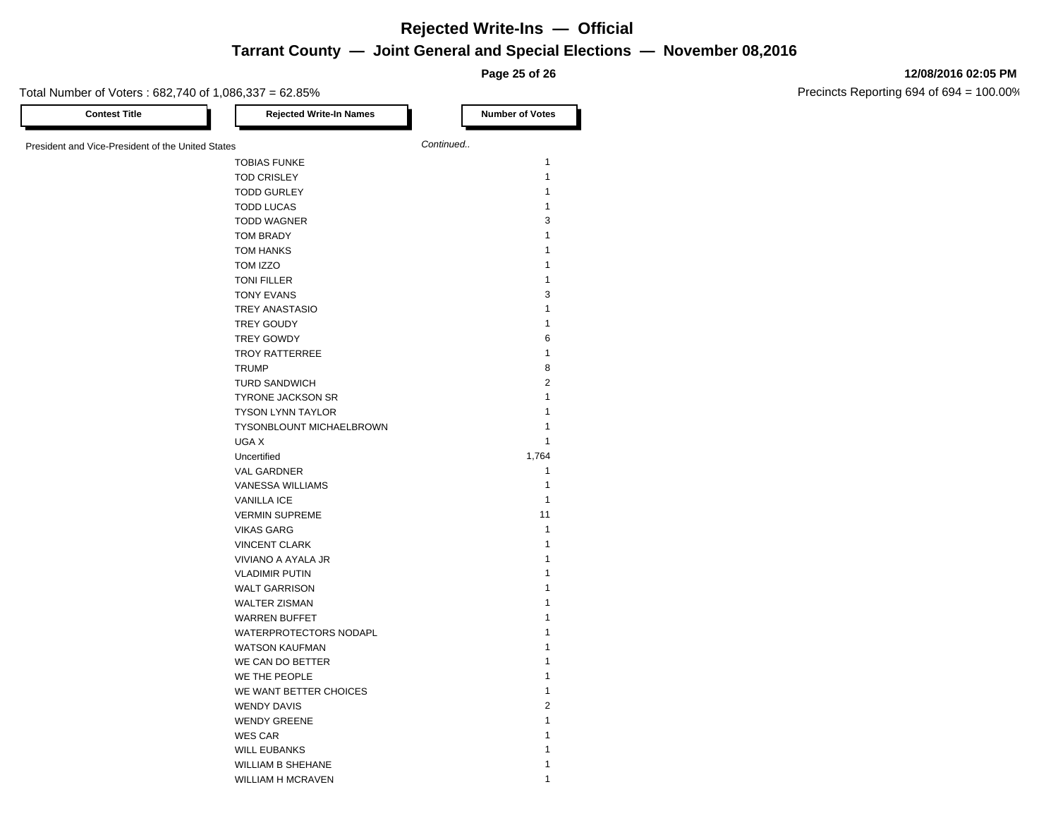# Rejected Write-Ins — Official

## Tarrant County — Joint General and Special Elections — November 08,2016

Total Number of Voters : 682,740 of 1,086,337 = 62.85%

Precincts Reporting 694 of 694 = 100.00%

12/08/2016 02:05 PM

| Contest Title | Rejected Write-In Names | Number of Votes |
|---|---|---|
| President and Vice-President of the United States | *Continued..* | |
| | TOBIAS FUNKE | 1 |
| | TOD CRISLEY | 1 |
| | TODD GURLEY | 1 |
| | TODD LUCAS | 1 |
| | TODD WAGNER | 3 |
| | TOM BRADY | 1 |
| | TOM HANKS | 1 |
| | TOM IZZO | 1 |
| | TONI FILLER | 1 |
| | TONY EVANS | 3 |
| | TREY ANASTASIO | 1 |
| | TREY GOUDY | 1 |
| | TREY GOWDY | 6 |
| | TROY RATTERREE | 1 |
| | TRUMP | 8 |
| | TURD SANDWICH | 2 |
| | TYRONE JACKSON SR | 1 |
| | TYSON LYNN TAYLOR | 1 |
| | TYSONBLOUNT MICHAELBROWN | 1 |
| | UGA X | 1 |
| | Uncertified | 1,764 |
| | VAL GARDNER | 1 |
| | VANESSA WILLIAMS | 1 |
| | VANILLA ICE | 1 |
| | VERMIN SUPREME | 11 |
| | VIKAS GARG | 1 |
| | VINCENT CLARK | 1 |
| | VIVIANO A AYALA JR | 1 |
| | VLADIMIR PUTIN | 1 |
| | WALT GARRISON | 1 |
| | WALTER ZISMAN | 1 |
| | WARREN BUFFET | 1 |
| | WATERPROTECTORS NODAPL | 1 |
| | WATSON KAUFMAN | 1 |
| | WE CAN DO BETTER | 1 |
| | WE THE PEOPLE | 1 |
| | WE WANT BETTER CHOICES | 1 |
| | WENDY DAVIS | 2 |
| | WENDY GREENE | 1 |
| | WES CAR | 1 |
| | WILL EUBANKS | 1 |
| | WILLIAM B SHEHANE | 1 |
| | WILLIAM H MCRAVEN | 1 |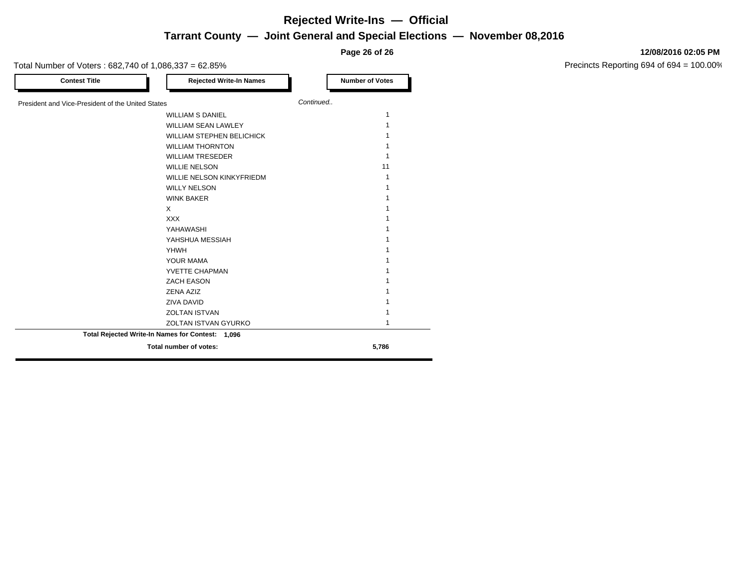# Rejected Write-Ins — Official

## Tarrant County — Joint General and Special Elections — November 08,2016

**12/08/2016 02:05 PM**

Total Number of Voters : 682,740 of 1,086,337 = 62.85%

Precincts Reporting 694 of 694 = 100.00%

| Contest Title | Rejected Write-In Names | Number of Votes |
|---|---|---|
| President and Vice-President of the United States | | *Continued..* |
| | WILLIAM S DANIEL | 1 |
| | WILLIAM SEAN LAWLEY | 1 |
| | WILLIAM STEPHEN BELICHICK | 1 |
| | WILLIAM THORNTON | 1 |
| | WILLIAM TRESEDER | 1 |
| | WILLIE NELSON | 11 |
| | WILLIE NELSON KINKYFRIEDM | 1 |
| | WILLY NELSON | 1 |
| | WINK BAKER | 1 |
| | X | 1 |
| | XXX | 1 |
| | YAHAWASHI | 1 |
| | YAHSHUA MESSIAH | 1 |
| | YHWH | 1 |
| | YOUR MAMA | 1 |
| | YVETTE CHAPMAN | 1 |
| | ZACH EASON | 1 |
| | ZENA AZIZ | 1 |
| | ZIVA DAVID | 1 |
| | ZOLTAN ISTVAN | 1 |
| | ZOLTAN ISTVAN GYURKO | 1 |
| **Total Rejected Write-In Names for Contest:** | **1,096** | |
| **Total number of votes:** | | **5,786** |